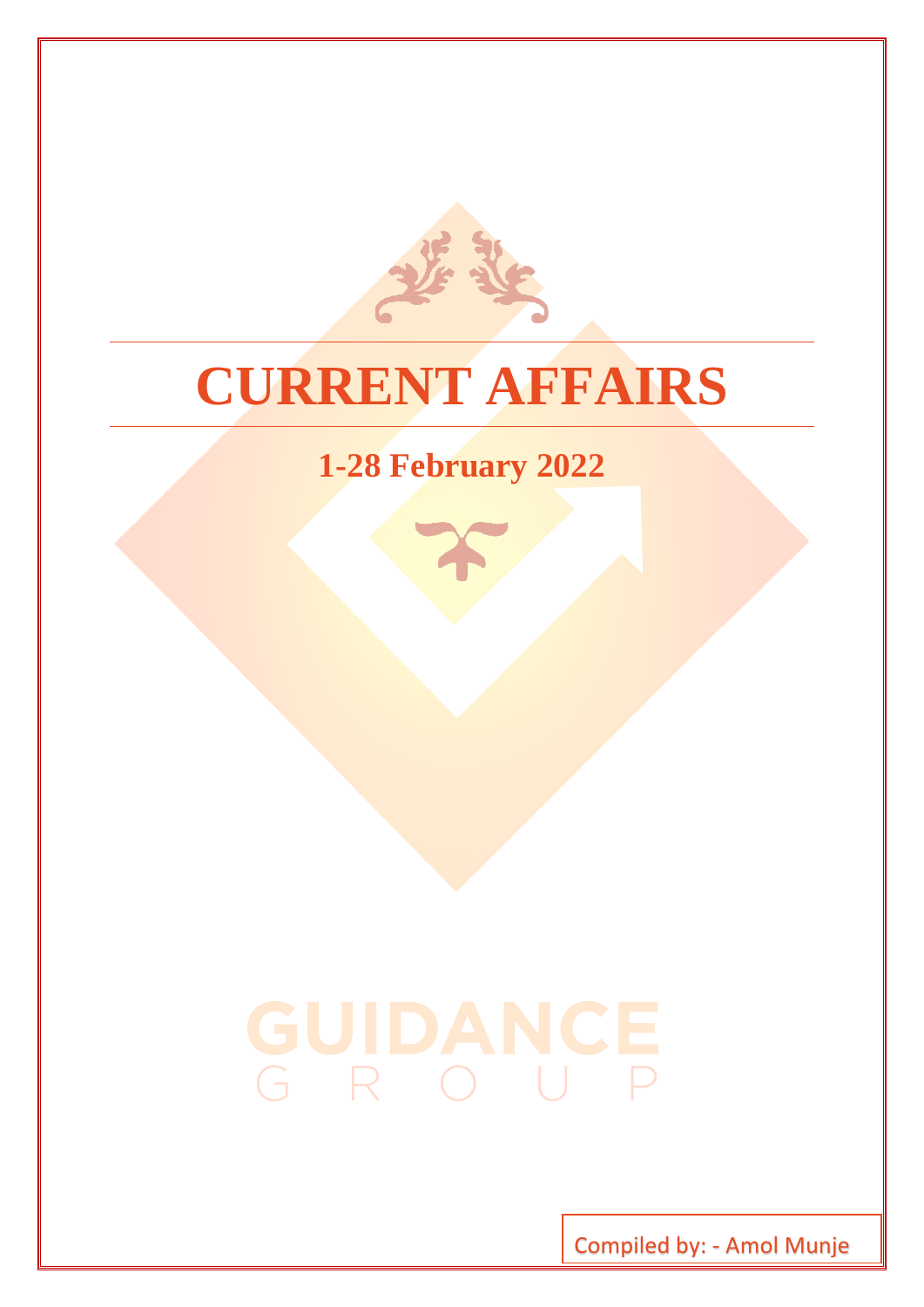# CURRENT AFFAIRS

## 1-28 February 2022

GUIDANCE
GROUP

Compiled by: - Amol Munje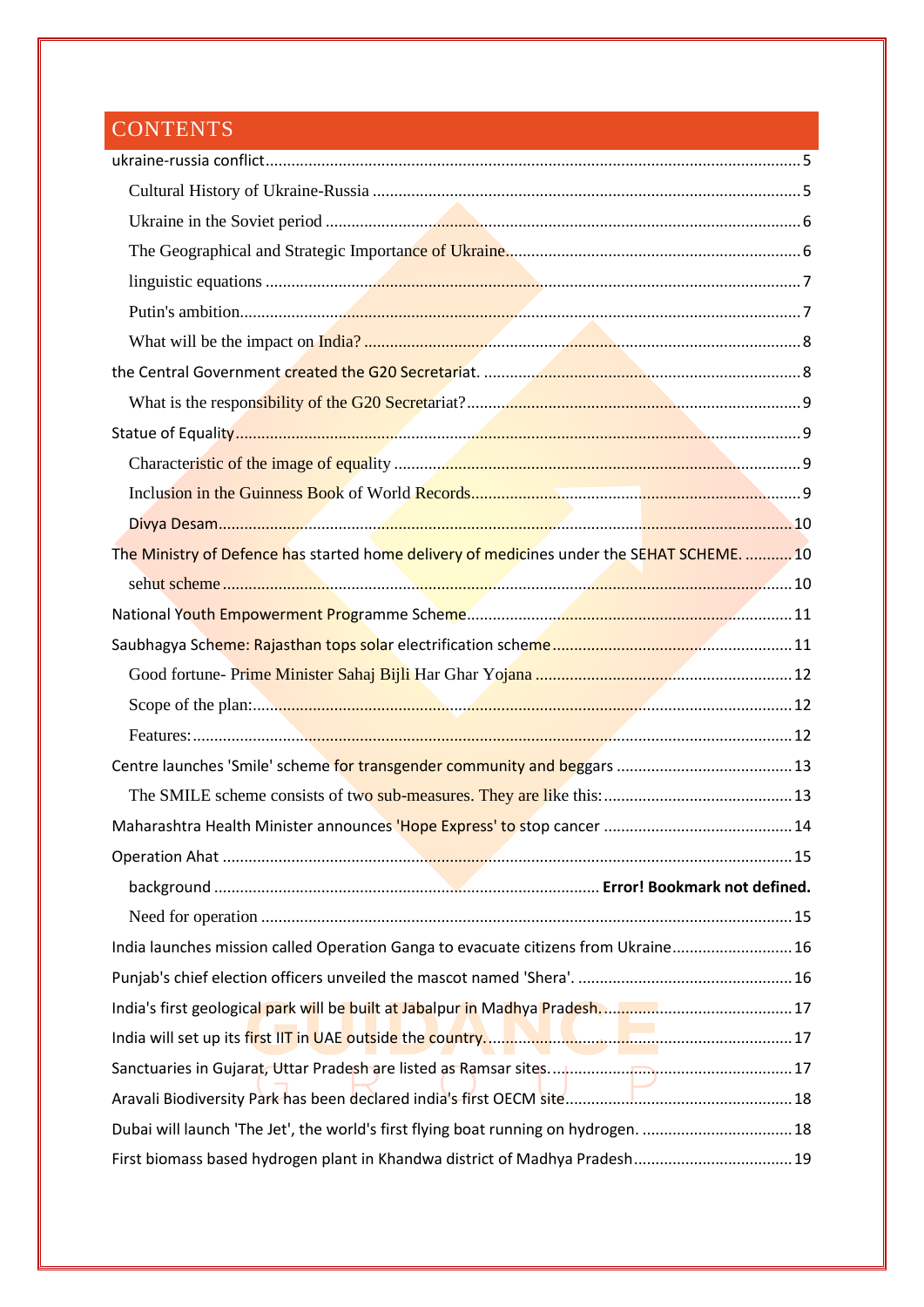# CONTENTS

ukraine-russia conflict ........ 5

- Cultural History of Ukraine-Russia ........ 5
- Ukraine in the Soviet period ........ 6
- The Geographical and Strategic Importance of Ukraine ........ 6
- linguistic equations ........ 7
- Putin's ambition ........ 7
- What will be the impact on India? ........ 8

the Central Government created the G20 Secretariat. ........ 8

- What is the responsibility of the G20 Secretariat? ........ 9

Statue of Equality ........ 9

- Characteristic of the image of equality ........ 9
- Inclusion in the Guinness Book of World Records ........ 9
- Divya Desam ........ 10

The Ministry of Defence has started home delivery of medicines under the SEHAT SCHEME. ........ 10

- sehut scheme ........ 10

National Youth Empowerment Programme Scheme ........ 11

Saubhagya Scheme: Rajasthan tops solar electrification scheme ........ 11

- Good fortune- Prime Minister Sahaj Bijli Har Ghar Yojana ........ 12
- Scope of the plan: ........ 12
- Features: ........ 12

Centre launches 'Smile' scheme for transgender community and beggars ........ 13

- The SMILE scheme consists of two sub-measures. They are like this: ........ 13

Maharashtra Health Minister announces 'Hope Express' to stop cancer ........ 14

Operation Ahat ........ 15

- background ........ **Error! Bookmark not defined.**
- Need for operation ........ 15

India launches mission called Operation Ganga to evacuate citizens from Ukraine ........ 16

Punjab's chief election officers unveiled the mascot named 'Shera'. ........ 16

India's first geological park will be built at Jabalpur in Madhya Pradesh. ........ 17

India will set up its first IIT in UAE outside the country. ........ 17

Sanctuaries in Gujarat, Uttar Pradesh are listed as Ramsar sites. ........ 17

Aravali Biodiversity Park has been declared india's first OECM site ........ 18

Dubai will launch 'The Jet', the world's first flying boat running on hydrogen. ........ 18

First biomass based hydrogen plant in Khandwa district of Madhya Pradesh ........ 19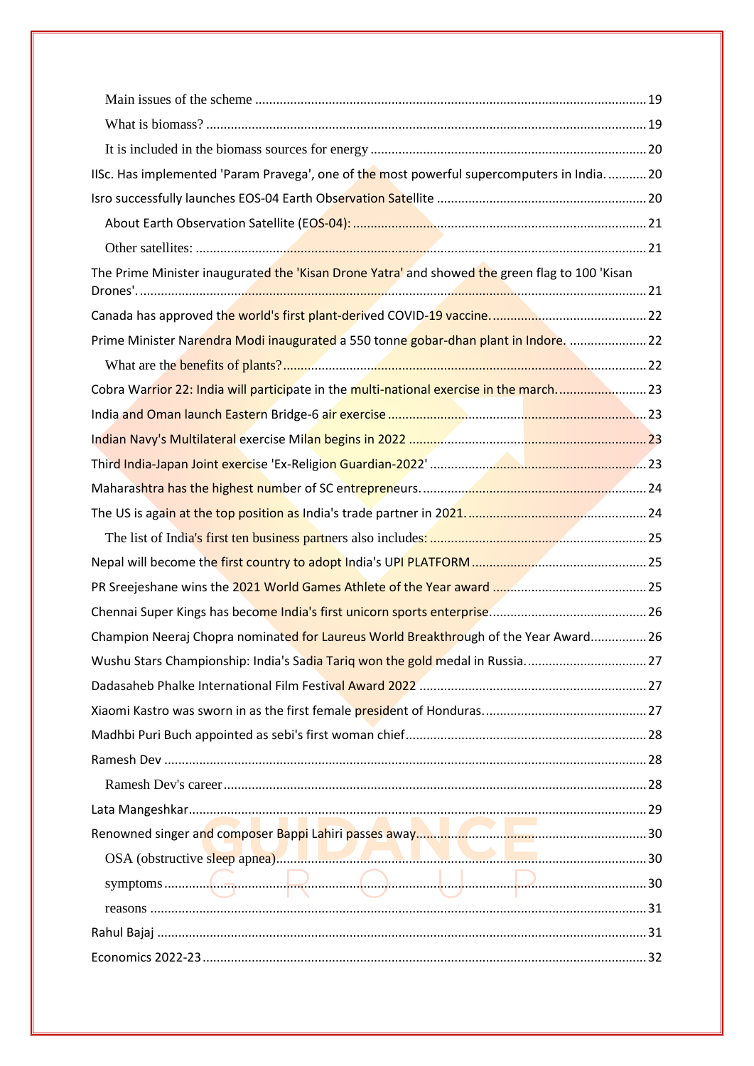- Main issues of the scheme ... 19
- What is biomass? ... 19
- It is included in the biomass sources for energy ... 20

IISc. Has implemented 'Param Pravega', one of the most powerful supercomputers in India. ... 20

Isro successfully launches EOS-04 Earth Observation Satellite ... 20

- About Earth Observation Satellite (EOS-04): ... 21
- Other satellites: ... 21

The Prime Minister inaugurated the 'Kisan Drone Yatra' and showed the green flag to 100 'Kisan Drones'. ... 21

Canada has approved the world's first plant-derived COVID-19 vaccine. ... 22

Prime Minister Narendra Modi inaugurated a 550 tonne gobar-dhan plant in Indore. ... 22

- What are the benefits of plants? ... 22

Cobra Warrior 22: India will participate in the multi-national exercise in the march. ... 23

India and Oman launch Eastern Bridge-6 air exercise ... 23

Indian Navy's Multilateral exercise Milan begins in 2022 ... 23

Third India-Japan Joint exercise 'Ex-Religion Guardian-2022' ... 23

Maharashtra has the highest number of SC entrepreneurs. ... 24

The US is again at the top position as India's trade partner in 2021. ... 24

- The list of India's first ten business partners also includes: ... 25

Nepal will become the first country to adopt India's UPI PLATFORM ... 25

PR Sreejeshane wins the 2021 World Games Athlete of the Year award ... 25

Chennai Super Kings has become India's first unicorn sports enterprise. ... 26

Champion Neeraj Chopra nominated for Laureus World Breakthrough of the Year Award ... 26

Wushu Stars Championship: India's Sadia Tariq won the gold medal in Russia. ... 27

Dadasaheb Phalke International Film Festival Award 2022 ... 27

Xiaomi Kastro was sworn in as the first female president of Honduras. ... 27

Madhbi Puri Buch appointed as sebi's first woman chief ... 28

Ramesh Dev ... 28

- Ramesh Dev's career ... 28

Lata Mangeshkar ... 29

Renowned singer and composer Bappi Lahiri passes away ... 30

- OSA (obstructive sleep apnea) ... 30
- symptoms ... 30
- reasons ... 31

Rahul Bajaj ... 31

Economics 2022-23 ... 32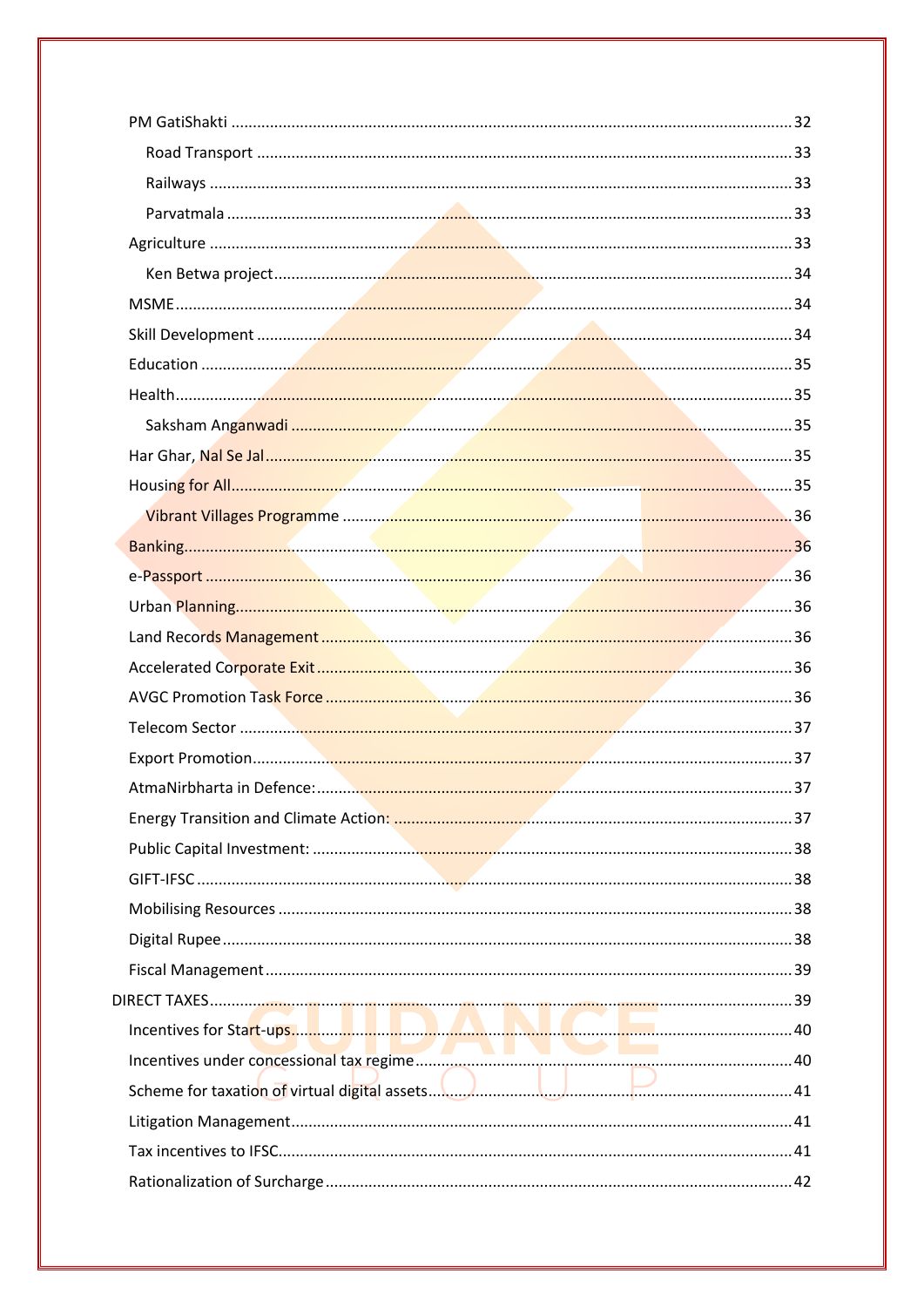- PM GatiShakti ..... 32
  - Road Transport ..... 33
  - Railways ..... 33
  - Parvatmala ..... 33
- Agriculture ..... 33
  - Ken Betwa project ..... 34
- MSME ..... 34
- Skill Development ..... 34
- Education ..... 35
- Health ..... 35
  - Saksham Anganwadi ..... 35
- Har Ghar, Nal Se Jal ..... 35
- Housing for All ..... 35
  - Vibrant Villages Programme ..... 36
- Banking ..... 36
- e-Passport ..... 36
- Urban Planning ..... 36
- Land Records Management ..... 36
- Accelerated Corporate Exit ..... 36
- AVGC Promotion Task Force ..... 36
- Telecom Sector ..... 37
- Export Promotion ..... 37
- AtmaNirbharta in Defence: ..... 37
- Energy Transition and Climate Action: ..... 37
- Public Capital Investment: ..... 38
- GIFT-IFSC ..... 38
- Mobilising Resources ..... 38
- Digital Rupee ..... 38
- Fiscal Management ..... 39

DIRECT TAXES ..... 39

- Incentives for Start-ups ..... 40
- Incentives under concessional tax regime ..... 40
- Scheme for taxation of virtual digital assets ..... 41
- Litigation Management ..... 41
- Tax incentives to IFSC ..... 41
- Rationalization of Surcharge ..... 42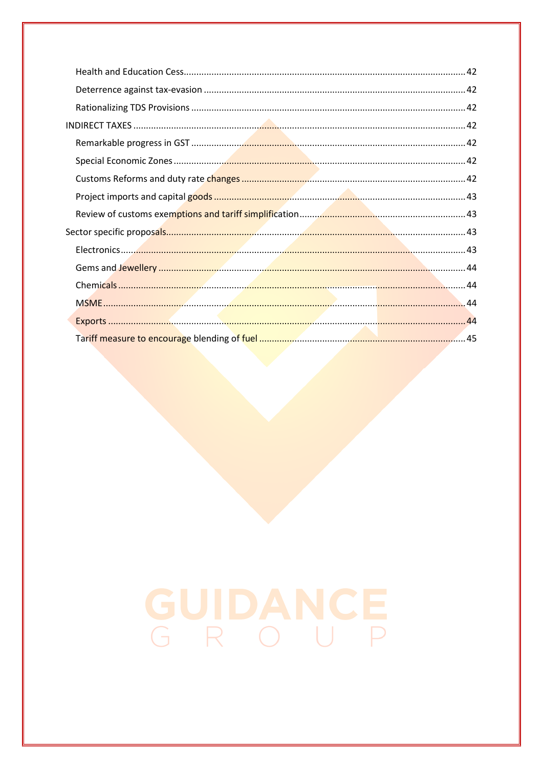- Health and Education Cess ........................................................................................................ 42
- Deterrence against tax-evasion ................................................................................................ 42
- Rationalizing TDS Provisions .................................................................................................... 42

INDIRECT TAXES ........................................................................................................................... 42

- Remarkable progress in GST .................................................................................................... 42
- Special Economic Zones ........................................................................................................... 42
- Customs Reforms and duty rate changes ................................................................................. 42
- Project imports and capital goods ............................................................................................ 43
- Review of customs exemptions and tariff simplification .......................................................... 43

Sector specific proposals ............................................................................................................... 43

- Electronics ................................................................................................................................ 43
- Gems and Jewellery .................................................................................................................. 44
- Chemicals ................................................................................................................................. 44
- MSME ....................................................................................................................................... 44
- Exports ..................................................................................................................................... 44
- Tariff measure to encourage blending of fuel .......................................................................... 45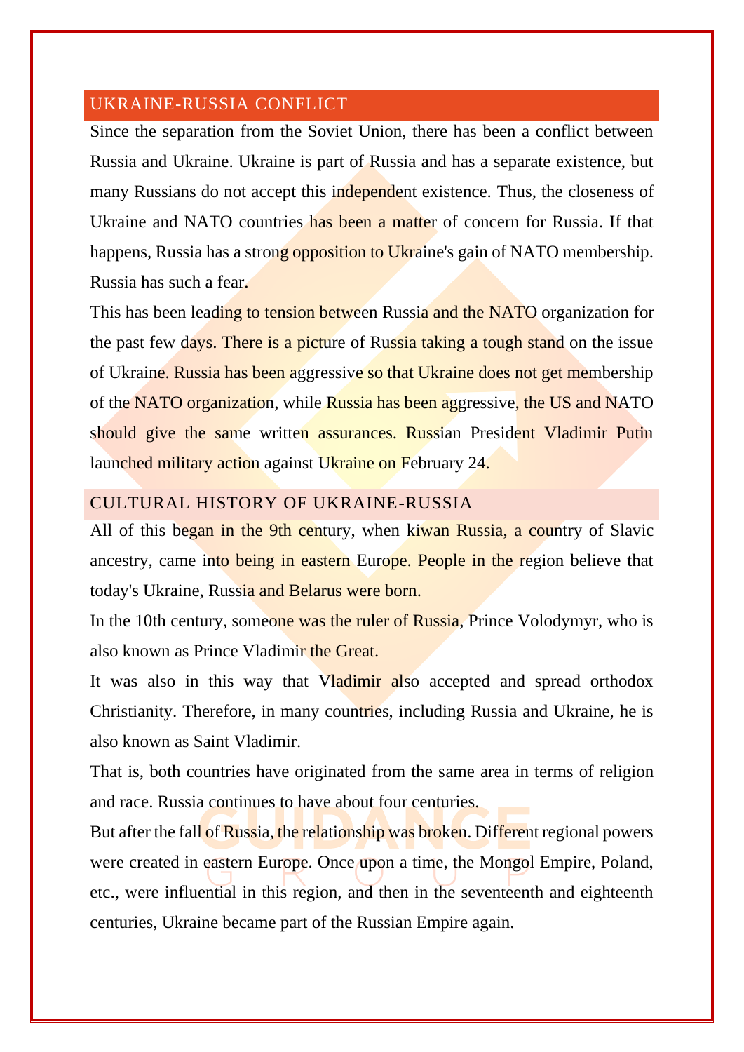## UKRAINE-RUSSIA CONFLICT

Since the separation from the Soviet Union, there has been a conflict between Russia and Ukraine. Ukraine is part of Russia and has a separate existence, but many Russians do not accept this independent existence. Thus, the closeness of Ukraine and NATO countries has been a matter of concern for Russia. If that happens, Russia has a strong opposition to Ukraine's gain of NATO membership. Russia has such a fear.

This has been leading to tension between Russia and the NATO organization for the past few days. There is a picture of Russia taking a tough stand on the issue of Ukraine. Russia has been aggressive so that Ukraine does not get membership of the NATO organization, while Russia has been aggressive, the US and NATO should give the same written assurances. Russian President Vladimir Putin launched military action against Ukraine on February 24.

## CULTURAL HISTORY OF UKRAINE-RUSSIA

All of this began in the 9th century, when kiwan Russia, a country of Slavic ancestry, came into being in eastern Europe. People in the region believe that today's Ukraine, Russia and Belarus were born.

In the 10th century, someone was the ruler of Russia, Prince Volodymyr, who is also known as Prince Vladimir the Great.

It was also in this way that Vladimir also accepted and spread orthodox Christianity. Therefore, in many countries, including Russia and Ukraine, he is also known as Saint Vladimir.

That is, both countries have originated from the same area in terms of religion and race. Russia continues to have about four centuries.

But after the fall of Russia, the relationship was broken. Different regional powers were created in eastern Europe. Once upon a time, the Mongol Empire, Poland, etc., were influential in this region, and then in the seventeenth and eighteenth centuries, Ukraine became part of the Russian Empire again.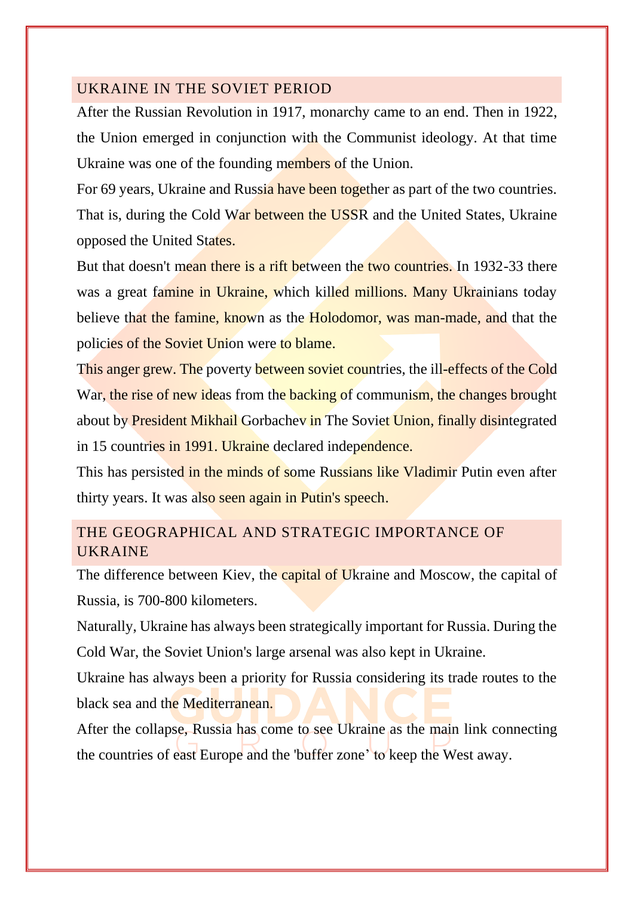## UKRAINE IN THE SOVIET PERIOD

After the Russian Revolution in 1917, monarchy came to an end. Then in 1922, the Union emerged in conjunction with the Communist ideology. At that time Ukraine was one of the founding members of the Union.

For 69 years, Ukraine and Russia have been together as part of the two countries. That is, during the Cold War between the USSR and the United States, Ukraine opposed the United States.

But that doesn't mean there is a rift between the two countries. In 1932-33 there was a great famine in Ukraine, which killed millions. Many Ukrainians today believe that the famine, known as the Holodomor, was man-made, and that the policies of the Soviet Union were to blame.

This anger grew. The poverty between soviet countries, the ill-effects of the Cold War, the rise of new ideas from the backing of communism, the changes brought about by President Mikhail Gorbachev in The Soviet Union, finally disintegrated in 15 countries in 1991. Ukraine declared independence.

This has persisted in the minds of some Russians like Vladimir Putin even after thirty years. It was also seen again in Putin's speech.

## THE GEOGRAPHICAL AND STRATEGIC IMPORTANCE OF UKRAINE

The difference between Kiev, the capital of Ukraine and Moscow, the capital of Russia, is 700-800 kilometers.

Naturally, Ukraine has always been strategically important for Russia. During the Cold War, the Soviet Union's large arsenal was also kept in Ukraine.

Ukraine has always been a priority for Russia considering its trade routes to the black sea and the Mediterranean.

After the collapse, Russia has come to see Ukraine as the main link connecting the countries of east Europe and the 'buffer zone' to keep the West away.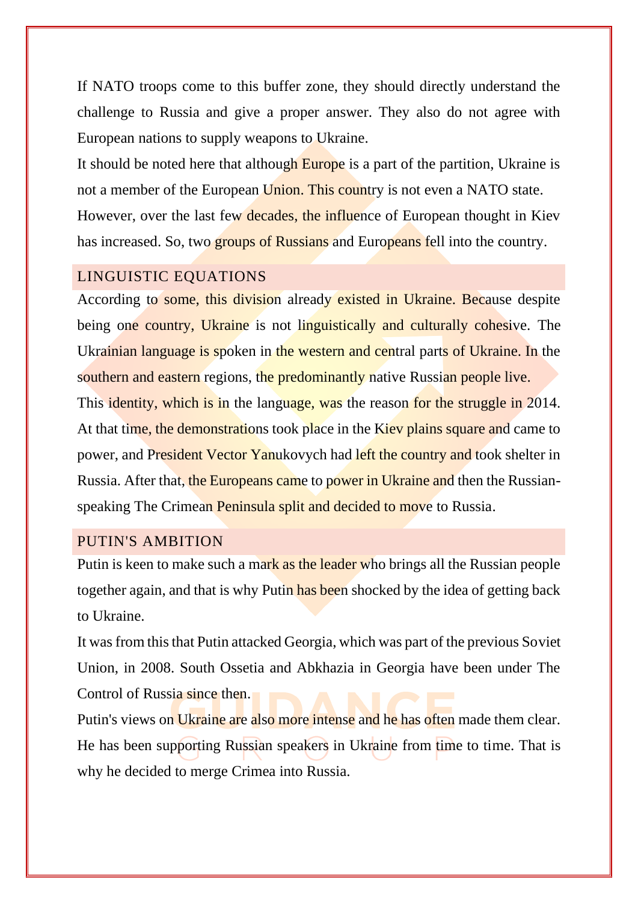If NATO troops come to this buffer zone, they should directly understand the challenge to Russia and give a proper answer. They also do not agree with European nations to supply weapons to Ukraine.

It should be noted here that although Europe is a part of the partition, Ukraine is not a member of the European Union. This country is not even a NATO state.

However, over the last few decades, the influence of European thought in Kiev has increased. So, two groups of Russians and Europeans fell into the country.

## LINGUISTIC EQUATIONS

According to some, this division already existed in Ukraine. Because despite being one country, Ukraine is not linguistically and culturally cohesive. The Ukrainian language is spoken in the western and central parts of Ukraine. In the southern and eastern regions, the predominantly native Russian people live.

This identity, which is in the language, was the reason for the struggle in 2014. At that time, the demonstrations took place in the Kiev plains square and came to power, and President Vector Yanukovych had left the country and took shelter in Russia. After that, the Europeans came to power in Ukraine and then the Russian-speaking The Crimean Peninsula split and decided to move to Russia.

## PUTIN'S AMBITION

Putin is keen to make such a mark as the leader who brings all the Russian people together again, and that is why Putin has been shocked by the idea of getting back to Ukraine.

It was from this that Putin attacked Georgia, which was part of the previous Soviet Union, in 2008. South Ossetia and Abkhazia in Georgia have been under The Control of Russia since then.

Putin's views on Ukraine are also more intense and he has often made them clear. He has been supporting Russian speakers in Ukraine from time to time. That is why he decided to merge Crimea into Russia.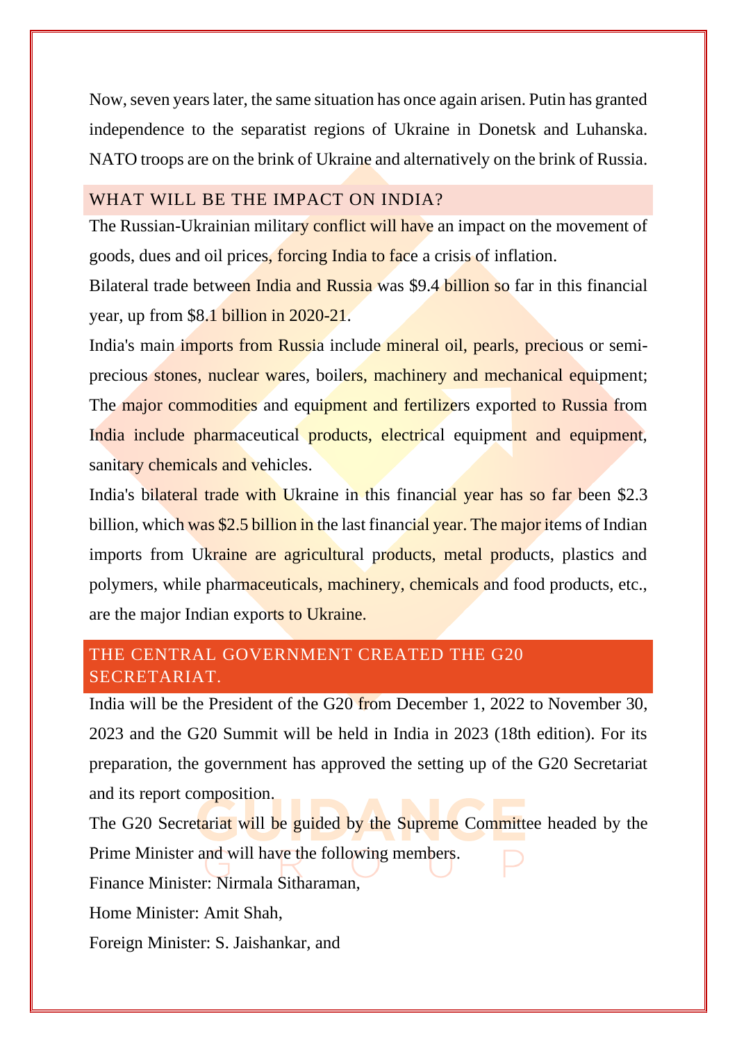Now, seven years later, the same situation has once again arisen. Putin has granted independence to the separatist regions of Ukraine in Donetsk and Luhanska. NATO troops are on the brink of Ukraine and alternatively on the brink of Russia.

## WHAT WILL BE THE IMPACT ON INDIA?

The Russian-Ukrainian military conflict will have an impact on the movement of goods, dues and oil prices, forcing India to face a crisis of inflation.

Bilateral trade between India and Russia was $9.4 billion so far in this financial year, up from $8.1 billion in 2020-21.

India's main imports from Russia include mineral oil, pearls, precious or semi-precious stones, nuclear wares, boilers, machinery and mechanical equipment; The major commodities and equipment and fertilizers exported to Russia from India include pharmaceutical products, electrical equipment and equipment, sanitary chemicals and vehicles.

India's bilateral trade with Ukraine in this financial year has so far been $2.3 billion, which was $2.5 billion in the last financial year. The major items of Indian imports from Ukraine are agricultural products, metal products, plastics and polymers, while pharmaceuticals, machinery, chemicals and food products, etc., are the major Indian exports to Ukraine.

## THE CENTRAL GOVERNMENT CREATED THE G20 SECRETARIAT.

India will be the President of the G20 from December 1, 2022 to November 30, 2023 and the G20 Summit will be held in India in 2023 (18th edition). For its preparation, the government has approved the setting up of the G20 Secretariat and its report composition.

The G20 Secretariat will be guided by the Supreme Committee headed by the Prime Minister and will have the following members.

Finance Minister: Nirmala Sitharaman,

Home Minister: Amit Shah,

Foreign Minister: S. Jaishankar, and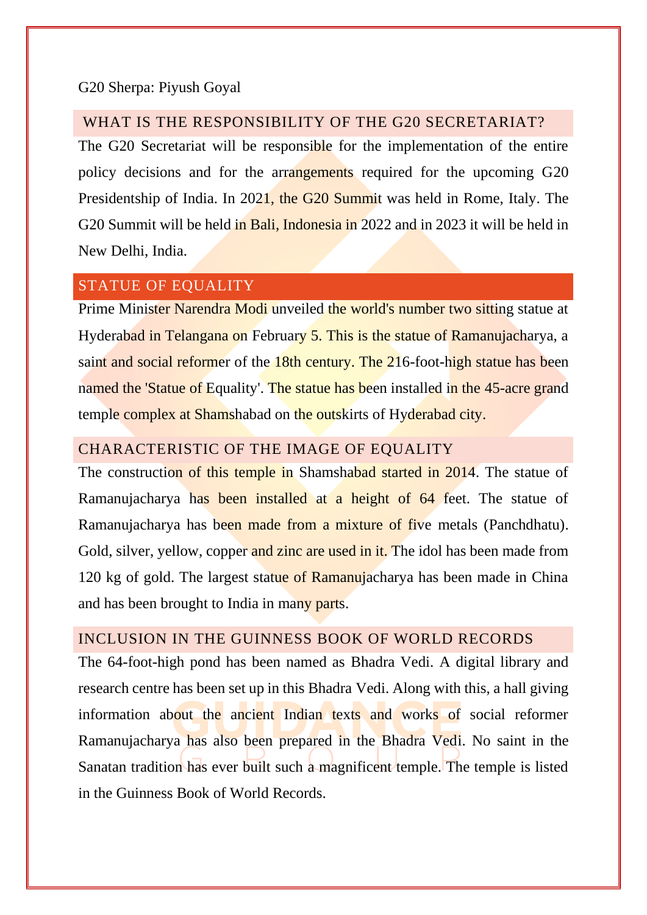G20 Sherpa: Piyush Goyal

## WHAT IS THE RESPONSIBILITY OF THE G20 SECRETARIAT?

The G20 Secretariat will be responsible for the implementation of the entire policy decisions and for the arrangements required for the upcoming G20 Presidentship of India. In 2021, the G20 Summit was held in Rome, Italy. The G20 Summit will be held in Bali, Indonesia in 2022 and in 2023 it will be held in New Delhi, India.

## STATUE OF EQUALITY

Prime Minister Narendra Modi unveiled the world's number two sitting statue at Hyderabad in Telangana on February 5. This is the statue of Ramanujacharya, a saint and social reformer of the 18th century. The 216-foot-high statue has been named the 'Statue of Equality'. The statue has been installed in the 45-acre grand temple complex at Shamshabad on the outskirts of Hyderabad city.

## CHARACTERISTIC OF THE IMAGE OF EQUALITY

The construction of this temple in Shamshabad started in 2014. The statue of Ramanujacharya has been installed at a height of 64 feet. The statue of Ramanujacharya has been made from a mixture of five metals (Panchdhatu). Gold, silver, yellow, copper and zinc are used in it. The idol has been made from 120 kg of gold. The largest statue of Ramanujacharya has been made in China and has been brought to India in many parts.

## INCLUSION IN THE GUINNESS BOOK OF WORLD RECORDS

The 64-foot-high pond has been named as Bhadra Vedi. A digital library and research centre has been set up in this Bhadra Vedi. Along with this, a hall giving information about the ancient Indian texts and works of social reformer Ramanujacharya has also been prepared in the Bhadra Vedi. No saint in the Sanatan tradition has ever built such a magnificent temple. The temple is listed in the Guinness Book of World Records.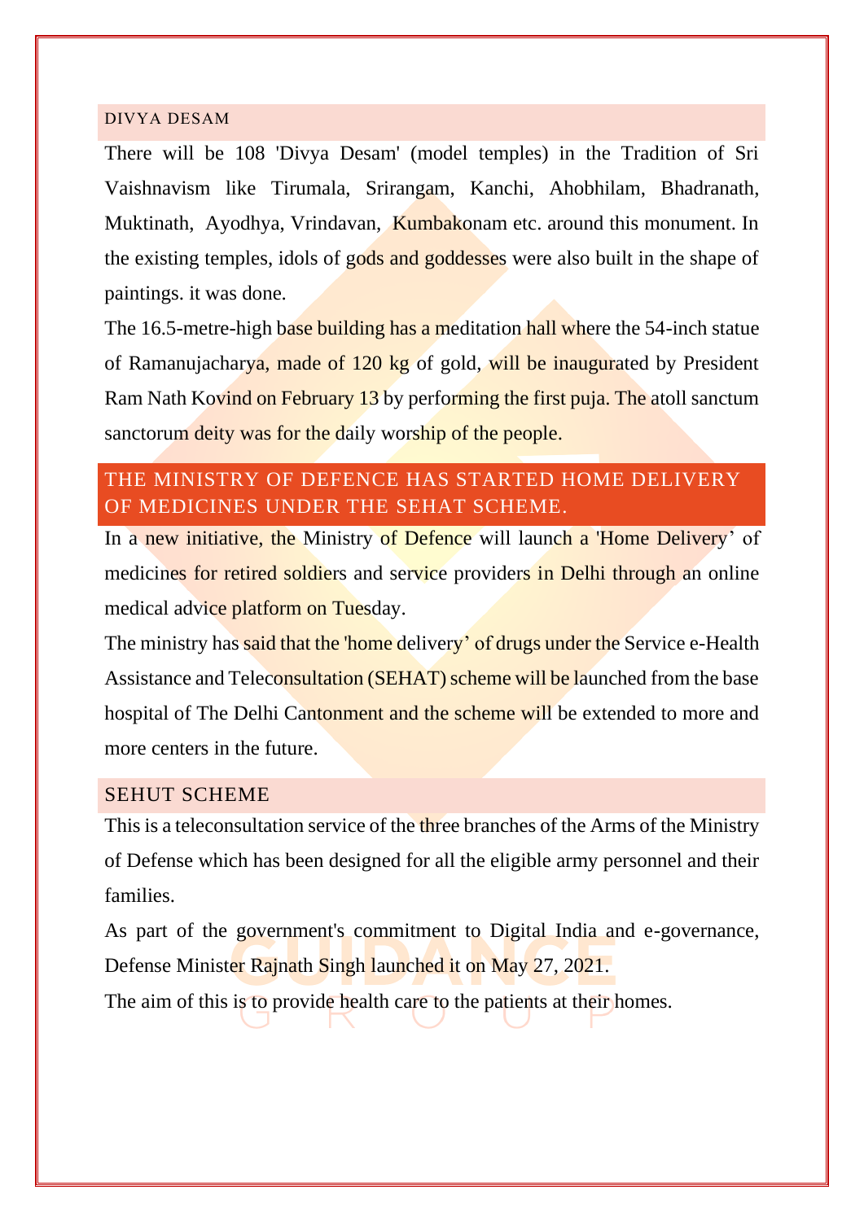## DIVYA DESAM

There will be 108 'Divya Desam' (model temples) in the Tradition of Sri Vaishnavism like Tirumala, Srirangam, Kanchi, Ahobhilam, Bhadranath, Muktinath, Ayodhya, Vrindavan, Kumbakonam etc. around this monument. In the existing temples, idols of gods and goddesses were also built in the shape of paintings. it was done.

The 16.5-metre-high base building has a meditation hall where the 54-inch statue of Ramanujacharya, made of 120 kg of gold, will be inaugurated by President Ram Nath Kovind on February 13 by performing the first puja. The atoll sanctum sanctorum deity was for the daily worship of the people.

## THE MINISTRY OF DEFENCE HAS STARTED HOME DELIVERY OF MEDICINES UNDER THE SEHAT SCHEME.

In a new initiative, the Ministry of Defence will launch a 'Home Delivery' of medicines for retired soldiers and service providers in Delhi through an online medical advice platform on Tuesday.

The ministry has said that the 'home delivery' of drugs under the Service e-Health Assistance and Teleconsultation (SEHAT) scheme will be launched from the base hospital of The Delhi Cantonment and the scheme will be extended to more and more centers in the future.

## SEHUT SCHEME

This is a teleconsultation service of the three branches of the Arms of the Ministry of Defense which has been designed for all the eligible army personnel and their families.

As part of the government's commitment to Digital India and e-governance, Defense Minister Rajnath Singh launched it on May 27, 2021.

The aim of this is to provide health care to the patients at their homes.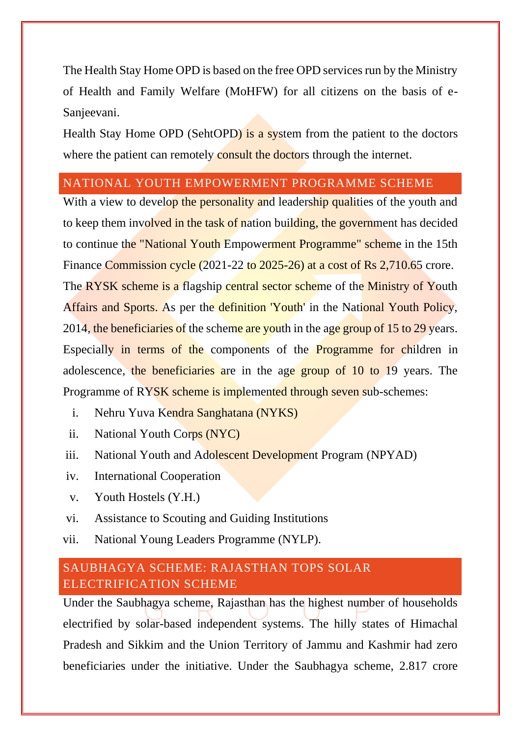The Health Stay Home OPD is based on the free OPD services run by the Ministry of Health and Family Welfare (MoHFW) for all citizens on the basis of e-Sanjeevani.

Health Stay Home OPD (SehtOPD) is a system from the patient to the doctors where the patient can remotely consult the doctors through the internet.

## NATIONAL YOUTH EMPOWERMENT PROGRAMME SCHEME

With a view to develop the personality and leadership qualities of the youth and to keep them involved in the task of nation building, the government has decided to continue the "National Youth Empowerment Programme" scheme in the 15th Finance Commission cycle (2021-22 to 2025-26) at a cost of Rs 2,710.65 crore.

The RYSK scheme is a flagship central sector scheme of the Ministry of Youth Affairs and Sports. As per the definition 'Youth' in the National Youth Policy, 2014, the beneficiaries of the scheme are youth in the age group of 15 to 29 years. Especially in terms of the components of the Programme for children in adolescence, the beneficiaries are in the age group of 10 to 19 years. The Programme of RYSK scheme is implemented through seven sub-schemes:

i. Nehru Yuva Kendra Sanghatana (NYKS)
ii. National Youth Corps (NYC)
iii. National Youth and Adolescent Development Program (NPYAD)
iv. International Cooperation
v. Youth Hostels (Y.H.)
vi. Assistance to Scouting and Guiding Institutions
vii. National Young Leaders Programme (NYLP).

## SAUBHAGYA SCHEME: RAJASTHAN TOPS SOLAR ELECTRIFICATION SCHEME

Under the Saubhagya scheme, Rajasthan has the highest number of households electrified by solar-based independent systems. The hilly states of Himachal Pradesh and Sikkim and the Union Territory of Jammu and Kashmir had zero beneficiaries under the initiative. Under the Saubhagya scheme, 2.817 crore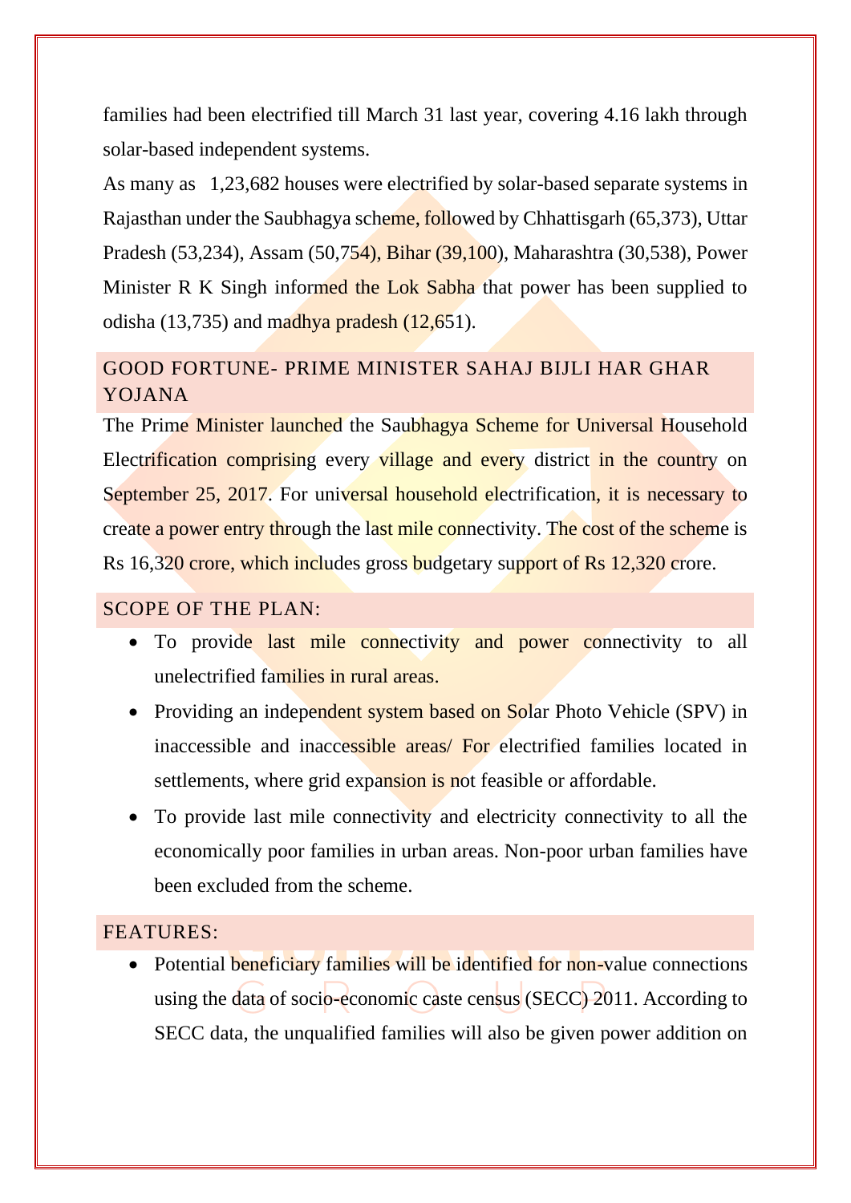families had been electrified till March 31 last year, covering 4.16 lakh through solar-based independent systems.

As many as 1,23,682 houses were electrified by solar-based separate systems in Rajasthan under the Saubhagya scheme, followed by Chhattisgarh (65,373), Uttar Pradesh (53,234), Assam (50,754), Bihar (39,100), Maharashtra (30,538), Power Minister R K Singh informed the Lok Sabha that power has been supplied to odisha (13,735) and madhya pradesh (12,651).

## GOOD FORTUNE- PRIME MINISTER SAHAJ BIJLI HAR GHAR YOJANA

The Prime Minister launched the Saubhagya Scheme for Universal Household Electrification comprising every village and every district in the country on September 25, 2017. For universal household electrification, it is necessary to create a power entry through the last mile connectivity. The cost of the scheme is Rs 16,320 crore, which includes gross budgetary support of Rs 12,320 crore.

## SCOPE OF THE PLAN:

- To provide last mile connectivity and power connectivity to all unelectrified families in rural areas.
- Providing an independent system based on Solar Photo Vehicle (SPV) in inaccessible and inaccessible areas/ For electrified families located in settlements, where grid expansion is not feasible or affordable.
- To provide last mile connectivity and electricity connectivity to all the economically poor families in urban areas. Non-poor urban families have been excluded from the scheme.

## FEATURES:

- Potential beneficiary families will be identified for non-value connections using the data of socio-economic caste census (SECC) 2011. According to SECC data, the unqualified families will also be given power addition on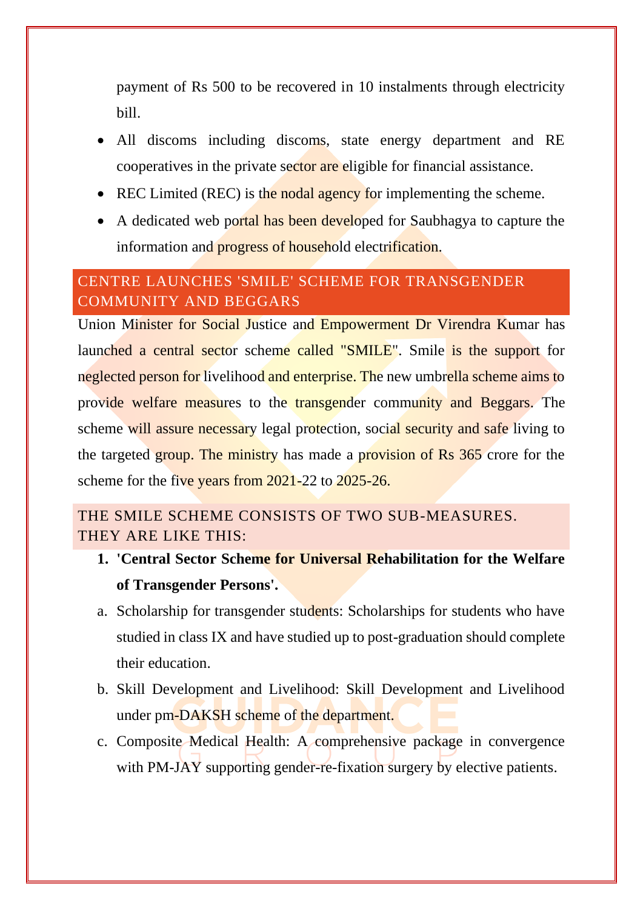payment of Rs 500 to be recovered in 10 instalments through electricity bill.

- All discoms including discoms, state energy department and RE cooperatives in the private sector are eligible for financial assistance.
- REC Limited (REC) is the nodal agency for implementing the scheme.
- A dedicated web portal has been developed for Saubhagya to capture the information and progress of household electrification.

## CENTRE LAUNCHES 'SMILE' SCHEME FOR TRANSGENDER COMMUNITY AND BEGGARS

Union Minister for Social Justice and Empowerment Dr Virendra Kumar has launched a central sector scheme called "SMILE". Smile is the support for neglected person for livelihood and enterprise. The new umbrella scheme aims to provide welfare measures to the transgender community and Beggars. The scheme will assure necessary legal protection, social security and safe living to the targeted group. The ministry has made a provision of Rs 365 crore for the scheme for the five years from 2021-22 to 2025-26.

## THE SMILE SCHEME CONSISTS OF TWO SUB-MEASURES. THEY ARE LIKE THIS:

1. **'Central Sector Scheme for Universal Rehabilitation for the Welfare of Transgender Persons'.**

a. Scholarship for transgender students: Scholarships for students who have studied in class IX and have studied up to post-graduation should complete their education.

b. Skill Development and Livelihood: Skill Development and Livelihood under pm-DAKSH scheme of the department.

c. Composite Medical Health: A comprehensive package in convergence with PM-JAY supporting gender-re-fixation surgery by elective patients.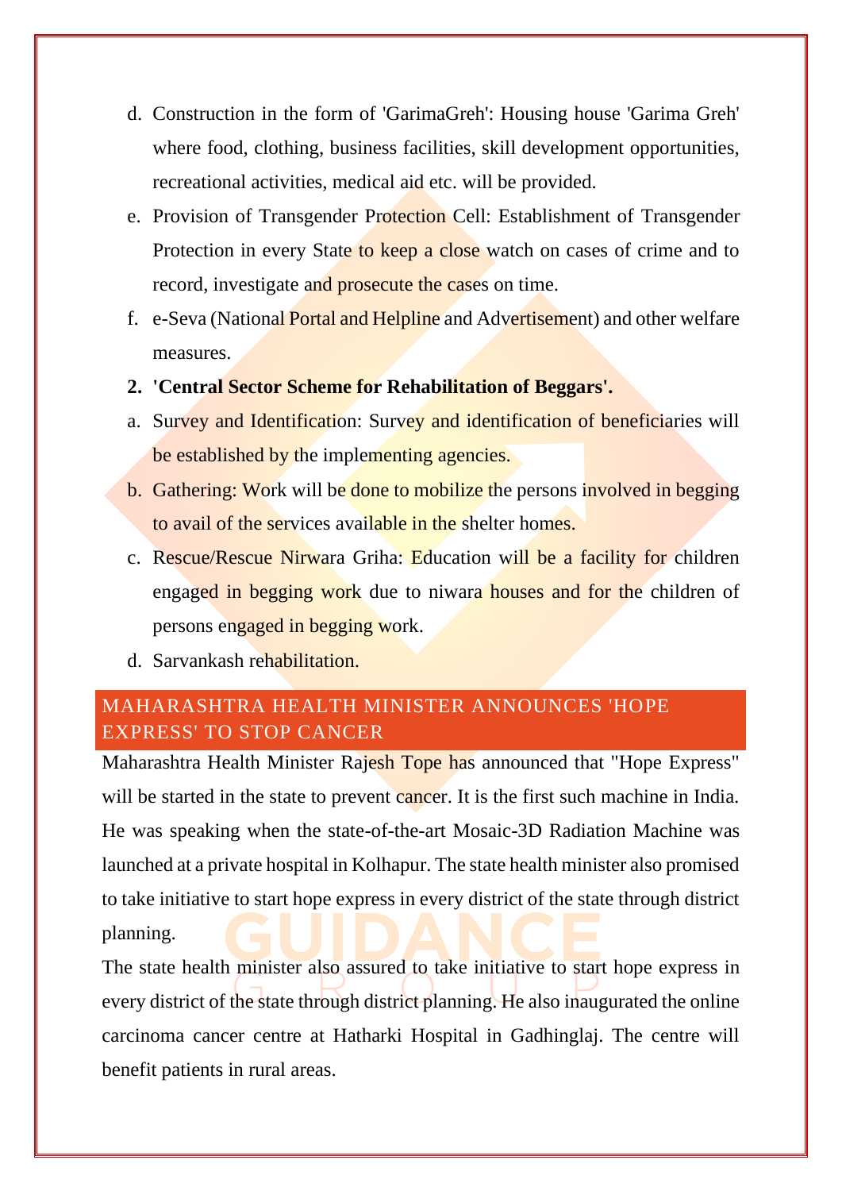d. Construction in the form of 'GarimaGreh': Housing house 'Garima Greh' where food, clothing, business facilities, skill development opportunities, recreational activities, medical aid etc. will be provided.

e. Provision of Transgender Protection Cell: Establishment of Transgender Protection in every State to keep a close watch on cases of crime and to record, investigate and prosecute the cases on time.

f. e-Seva (National Portal and Helpline and Advertisement) and other welfare measures.

**2. 'Central Sector Scheme for Rehabilitation of Beggars'.**

a. Survey and Identification: Survey and identification of beneficiaries will be established by the implementing agencies.

b. Gathering: Work will be done to mobilize the persons involved in begging to avail of the services available in the shelter homes.

c. Rescue/Rescue Nirwara Griha: Education will be a facility for children engaged in begging work due to niwara houses and for the children of persons engaged in begging work.

d. Sarvankash rehabilitation.

## MAHARASHTRA HEALTH MINISTER ANNOUNCES 'HOPE EXPRESS' TO STOP CANCER

Maharashtra Health Minister Rajesh Tope has announced that "Hope Express" will be started in the state to prevent cancer. It is the first such machine in India. He was speaking when the state-of-the-art Mosaic-3D Radiation Machine was launched at a private hospital in Kolhapur. The state health minister also promised to take initiative to start hope express in every district of the state through district planning.

The state health minister also assured to take initiative to start hope express in every district of the state through district planning. He also inaugurated the online carcinoma cancer centre at Hatharki Hospital in Gadhinglaj. The centre will benefit patients in rural areas.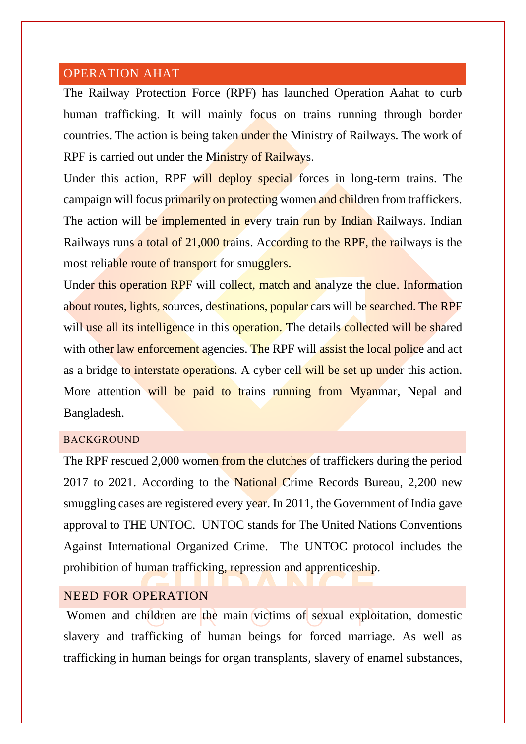## OPERATION AHAT

The Railway Protection Force (RPF) has launched Operation Aahat to curb human trafficking. It will mainly focus on trains running through border countries. The action is being taken under the Ministry of Railways. The work of RPF is carried out under the Ministry of Railways.

Under this action, RPF will deploy special forces in long-term trains. The campaign will focus primarily on protecting women and children from traffickers. The action will be implemented in every train run by Indian Railways. Indian Railways runs a total of 21,000 trains. According to the RPF, the railways is the most reliable route of transport for smugglers.

Under this operation RPF will collect, match and analyze the clue. Information about routes, lights, sources, destinations, popular cars will be searched. The RPF will use all its intelligence in this operation. The details collected will be shared with other law enforcement agencies. The RPF will assist the local police and act as a bridge to interstate operations. A cyber cell will be set up under this action. More attention will be paid to trains running from Myanmar, Nepal and Bangladesh.

### BACKGROUND

The RPF rescued 2,000 women from the clutches of traffickers during the period 2017 to 2021. According to the National Crime Records Bureau, 2,200 new smuggling cases are registered every year. In 2011, the Government of India gave approval to THE UNTOC. UNTOC stands for The United Nations Conventions Against International Organized Crime. The UNTOC protocol includes the prohibition of human trafficking, repression and apprenticeship.

## NEED FOR OPERATION

Women and children are the main victims of sexual exploitation, domestic slavery and trafficking of human beings for forced marriage. As well as trafficking in human beings for organ transplants, slavery of enamel substances,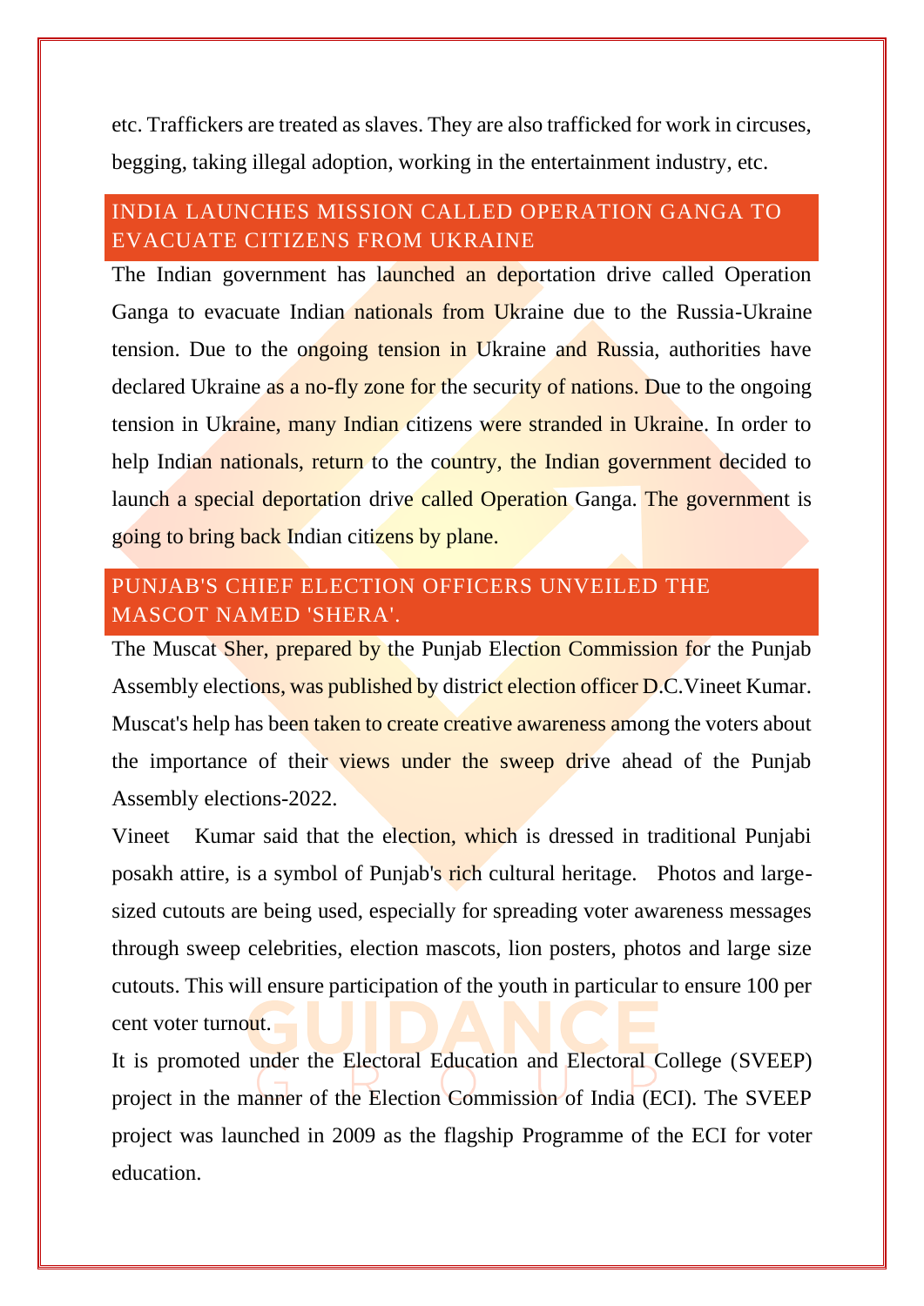etc. Traffickers are treated as slaves. They are also trafficked for work in circuses, begging, taking illegal adoption, working in the entertainment industry, etc.

## INDIA LAUNCHES MISSION CALLED OPERATION GANGA TO EVACUATE CITIZENS FROM UKRAINE

The Indian government has launched an deportation drive called Operation Ganga to evacuate Indian nationals from Ukraine due to the Russia-Ukraine tension. Due to the ongoing tension in Ukraine and Russia, authorities have declared Ukraine as a no-fly zone for the security of nations. Due to the ongoing tension in Ukraine, many Indian citizens were stranded in Ukraine. In order to help Indian nationals, return to the country, the Indian government decided to launch a special deportation drive called Operation Ganga. The government is going to bring back Indian citizens by plane.

## PUNJAB'S CHIEF ELECTION OFFICERS UNVEILED THE MASCOT NAMED 'SHERA'.

The Muscat Sher, prepared by the Punjab Election Commission for the Punjab Assembly elections, was published by district election officer D.C.Vineet Kumar. Muscat's help has been taken to create creative awareness among the voters about the importance of their views under the sweep drive ahead of the Punjab Assembly elections-2022.

Vineet Kumar said that the election, which is dressed in traditional Punjabi posakh attire, is a symbol of Punjab's rich cultural heritage. Photos and large-sized cutouts are being used, especially for spreading voter awareness messages through sweep celebrities, election mascots, lion posters, photos and large size cutouts. This will ensure participation of the youth in particular to ensure 100 per cent voter turnout.

It is promoted under the Electoral Education and Electoral College (SVEEP) project in the manner of the Election Commission of India (ECI). The SVEEP project was launched in 2009 as the flagship Programme of the ECI for voter education.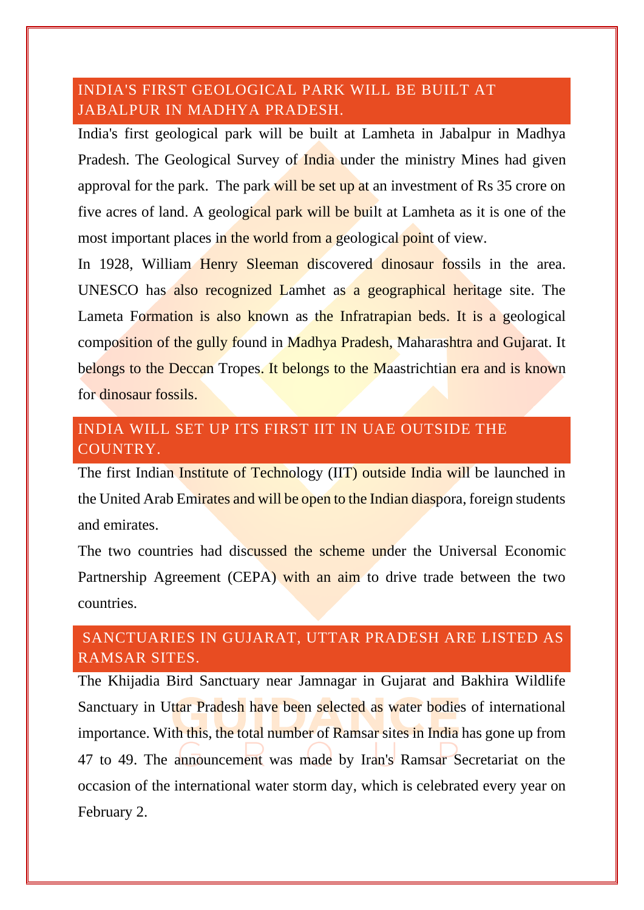## INDIA'S FIRST GEOLOGICAL PARK WILL BE BUILT AT JABALPUR IN MADHYA PRADESH.

India's first geological park will be built at Lamheta in Jabalpur in Madhya Pradesh. The Geological Survey of India under the ministry Mines had given approval for the park. The park will be set up at an investment of Rs 35 crore on five acres of land. A geological park will be built at Lamheta as it is one of the most important places in the world from a geological point of view.

In 1928, William Henry Sleeman discovered dinosaur fossils in the area. UNESCO has also recognized Lamhet as a geographical heritage site. The Lameta Formation is also known as the Infratrapian beds. It is a geological composition of the gully found in Madhya Pradesh, Maharashtra and Gujarat. It belongs to the Deccan Tropes. It belongs to the Maastrichtian era and is known for dinosaur fossils.

## INDIA WILL SET UP ITS FIRST IIT IN UAE OUTSIDE THE COUNTRY.

The first Indian Institute of Technology (IIT) outside India will be launched in the United Arab Emirates and will be open to the Indian diaspora, foreign students and emirates.

The two countries had discussed the scheme under the Universal Economic Partnership Agreement (CEPA) with an aim to drive trade between the two countries.

## SANCTUARIES IN GUJARAT, UTTAR PRADESH ARE LISTED AS RAMSAR SITES.

The Khijadia Bird Sanctuary near Jamnagar in Gujarat and Bakhira Wildlife Sanctuary in Uttar Pradesh have been selected as water bodies of international importance. With this, the total number of Ramsar sites in India has gone up from 47 to 49. The announcement was made by Iran's Ramsar Secretariat on the occasion of the international water storm day, which is celebrated every year on February 2.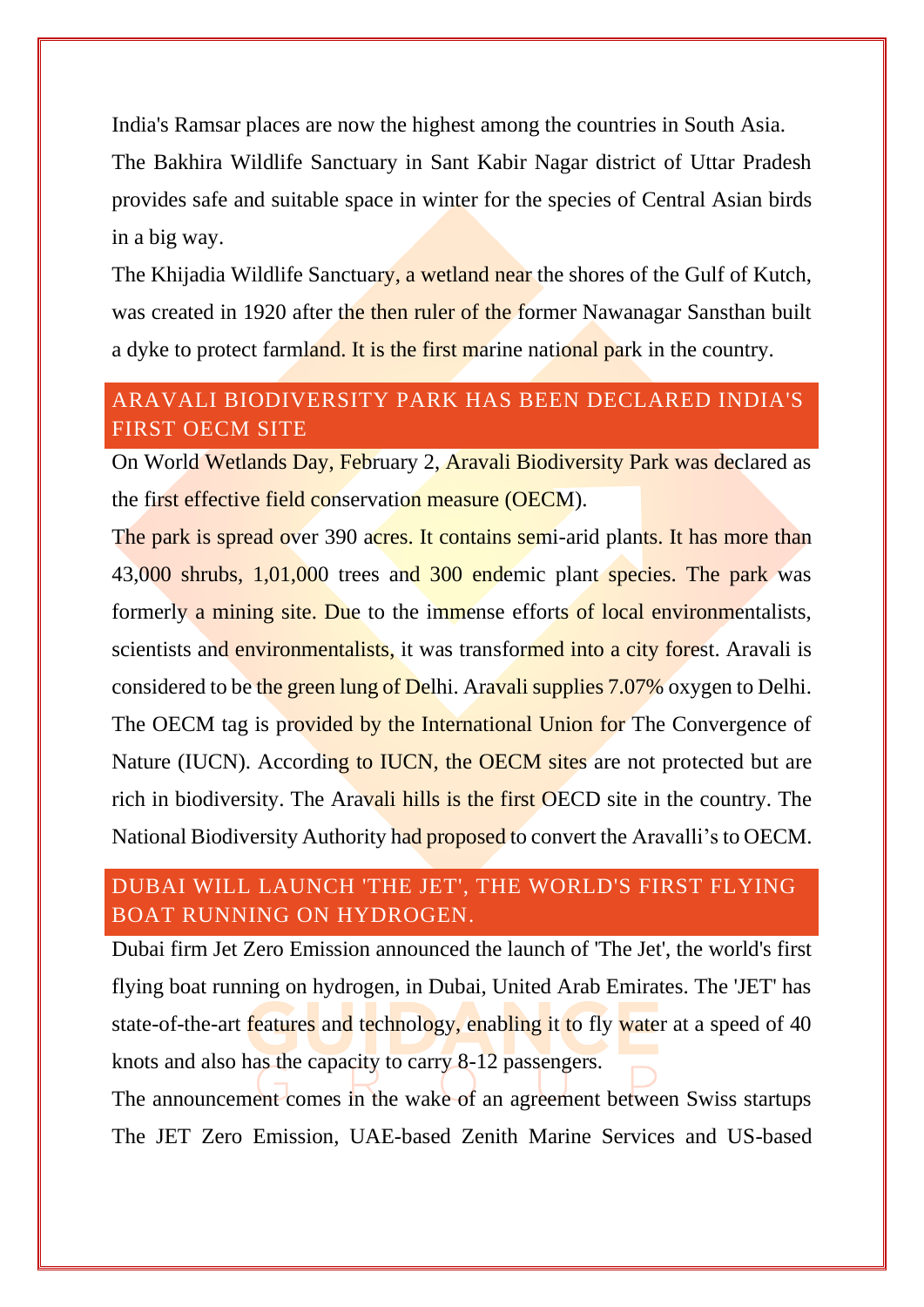India's Ramsar places are now the highest among the countries in South Asia.

The Bakhira Wildlife Sanctuary in Sant Kabir Nagar district of Uttar Pradesh provides safe and suitable space in winter for the species of Central Asian birds in a big way.

The Khijadia Wildlife Sanctuary, a wetland near the shores of the Gulf of Kutch, was created in 1920 after the then ruler of the former Nawanagar Sansthan built a dyke to protect farmland. It is the first marine national park in the country.

## ARAVALI BIODIVERSITY PARK HAS BEEN DECLARED INDIA'S FIRST OECM SITE

On World Wetlands Day, February 2, Aravali Biodiversity Park was declared as the first effective field conservation measure (OECM).

The park is spread over 390 acres. It contains semi-arid plants. It has more than 43,000 shrubs, 1,01,000 trees and 300 endemic plant species. The park was formerly a mining site. Due to the immense efforts of local environmentalists, scientists and environmentalists, it was transformed into a city forest. Aravali is considered to be the green lung of Delhi. Aravali supplies 7.07% oxygen to Delhi. The OECM tag is provided by the International Union for The Convergence of Nature (IUCN). According to IUCN, the OECM sites are not protected but are rich in biodiversity. The Aravali hills is the first OECD site in the country. The National Biodiversity Authority had proposed to convert the Aravalli's to OECM.

## DUBAI WILL LAUNCH 'THE JET', THE WORLD'S FIRST FLYING BOAT RUNNING ON HYDROGEN.

Dubai firm Jet Zero Emission announced the launch of 'The Jet', the world's first flying boat running on hydrogen, in Dubai, United Arab Emirates. The 'JET' has state-of-the-art features and technology, enabling it to fly water at a speed of 40 knots and also has the capacity to carry 8-12 passengers.

The announcement comes in the wake of an agreement between Swiss startups The JET Zero Emission, UAE-based Zenith Marine Services and US-based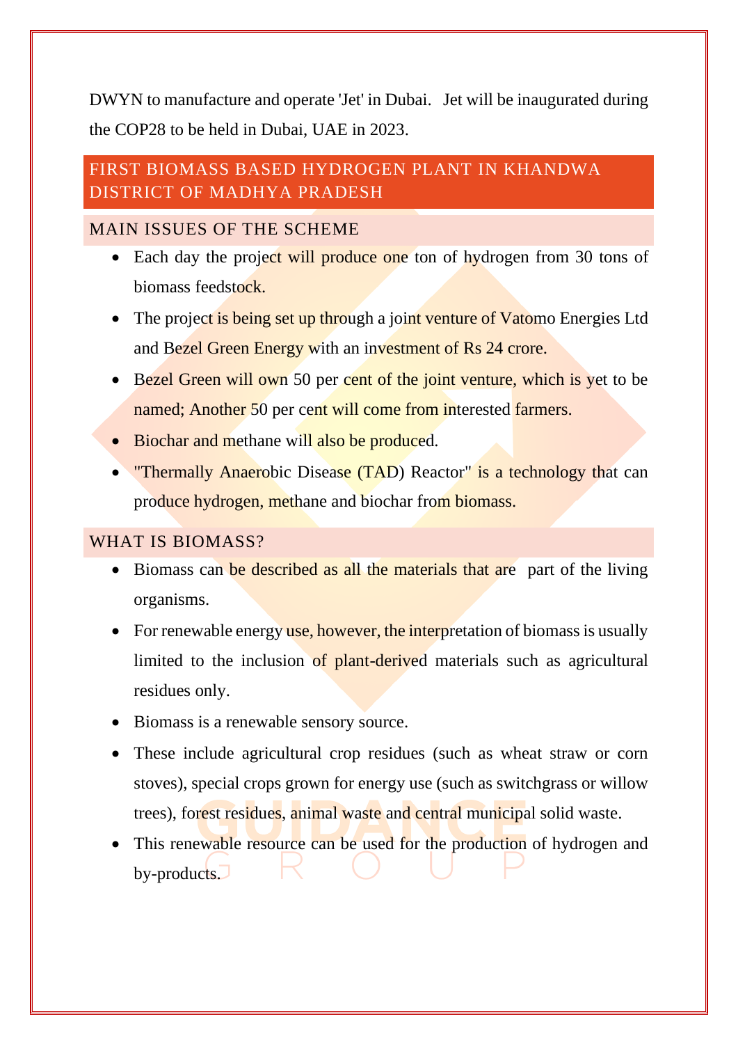DWYN to manufacture and operate 'Jet' in Dubai. Jet will be inaugurated during the COP28 to be held in Dubai, UAE in 2023.

## FIRST BIOMASS BASED HYDROGEN PLANT IN KHANDWA DISTRICT OF MADHYA PRADESH

### MAIN ISSUES OF THE SCHEME

- Each day the project will produce one ton of hydrogen from 30 tons of biomass feedstock.
- The project is being set up through a joint venture of Vatomo Energies Ltd and Bezel Green Energy with an investment of Rs 24 crore.
- Bezel Green will own 50 per cent of the joint venture, which is yet to be named; Another 50 per cent will come from interested farmers.
- Biochar and methane will also be produced.
- "Thermally Anaerobic Disease (TAD) Reactor" is a technology that can produce hydrogen, methane and biochar from biomass.

### WHAT IS BIOMASS?

- Biomass can be described as all the materials that are part of the living organisms.
- For renewable energy use, however, the interpretation of biomass is usually limited to the inclusion of plant-derived materials such as agricultural residues only.
- Biomass is a renewable sensory source.
- These include agricultural crop residues (such as wheat straw or corn stoves), special crops grown for energy use (such as switchgrass or willow trees), forest residues, animal waste and central municipal solid waste.
- This renewable resource can be used for the production of hydrogen and by-products.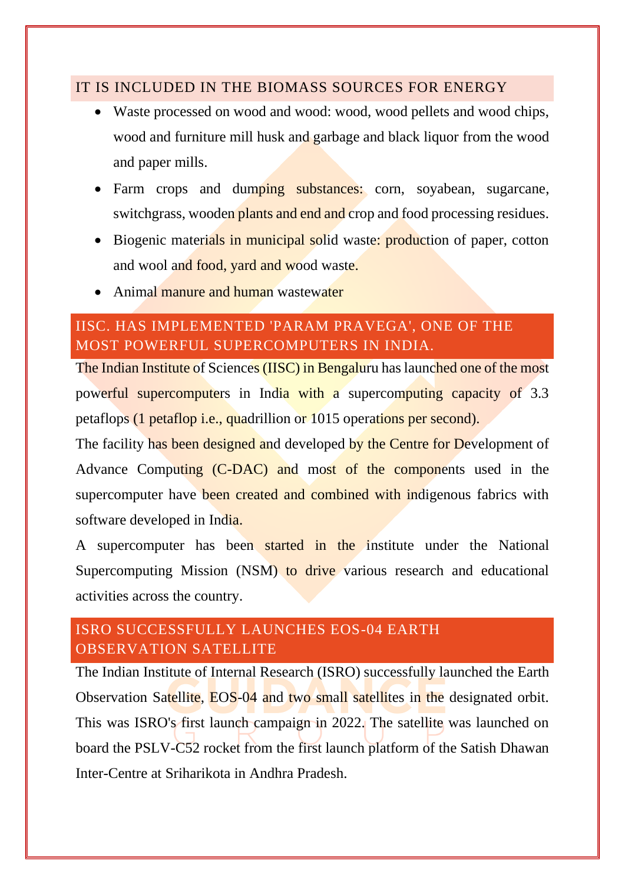## IT IS INCLUDED IN THE BIOMASS SOURCES FOR ENERGY

- Waste processed on wood and wood: wood, wood pellets and wood chips, wood and furniture mill husk and garbage and black liquor from the wood and paper mills.
- Farm crops and dumping substances: corn, soyabean, sugarcane, switchgrass, wooden plants and end and crop and food processing residues.
- Biogenic materials in municipal solid waste: production of paper, cotton and wool and food, yard and wood waste.
- Animal manure and human wastewater

## IISC. HAS IMPLEMENTED 'PARAM PRAVEGA', ONE OF THE MOST POWERFUL SUPERCOMPUTERS IN INDIA.

The Indian Institute of Sciences (IISC) in Bengaluru has launched one of the most powerful supercomputers in India with a supercomputing capacity of 3.3 petaflops (1 petaflop i.e., quadrillion or 1015 operations per second).

The facility has been designed and developed by the Centre for Development of Advance Computing (C-DAC) and most of the components used in the supercomputer have been created and combined with indigenous fabrics with software developed in India.

A supercomputer has been started in the institute under the National Supercomputing Mission (NSM) to drive various research and educational activities across the country.

## ISRO SUCCESSFULLY LAUNCHES EOS-04 EARTH OBSERVATION SATELLITE

The Indian Institute of Internal Research (ISRO) successfully launched the Earth Observation Satellite, EOS-04 and two small satellites in the designated orbit. This was ISRO's first launch campaign in 2022. The satellite was launched on board the PSLV-C52 rocket from the first launch platform of the Satish Dhawan Inter-Centre at Sriharikota in Andhra Pradesh.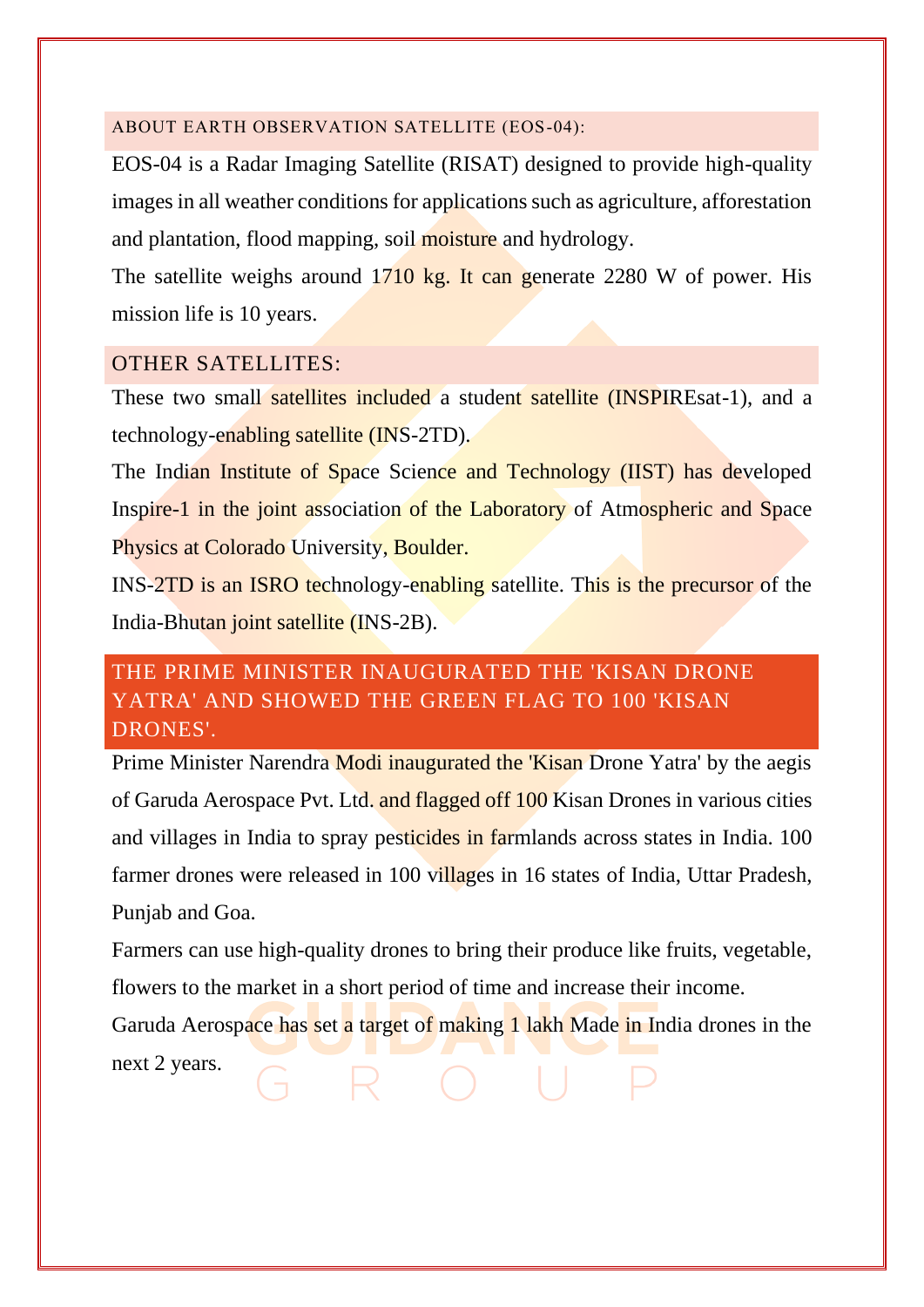### ABOUT EARTH OBSERVATION SATELLITE (EOS-04):

EOS-04 is a Radar Imaging Satellite (RISAT) designed to provide high-quality images in all weather conditions for applications such as agriculture, afforestation and plantation, flood mapping, soil moisture and hydrology.

The satellite weighs around 1710 kg. It can generate 2280 W of power. His mission life is 10 years.

### OTHER SATELLITES:

These two small satellites included a student satellite (INSPIREsat-1), and a technology-enabling satellite (INS-2TD).

The Indian Institute of Space Science and Technology (IIST) has developed Inspire-1 in the joint association of the Laboratory of Atmospheric and Space Physics at Colorado University, Boulder.

INS-2TD is an ISRO technology-enabling satellite. This is the precursor of the India-Bhutan joint satellite (INS-2B).

## THE PRIME MINISTER INAUGURATED THE 'KISAN DRONE YATRA' AND SHOWED THE GREEN FLAG TO 100 'KISAN DRONES'.

Prime Minister Narendra Modi inaugurated the 'Kisan Drone Yatra' by the aegis of Garuda Aerospace Pvt. Ltd. and flagged off 100 Kisan Drones in various cities and villages in India to spray pesticides in farmlands across states in India. 100 farmer drones were released in 100 villages in 16 states of India, Uttar Pradesh, Punjab and Goa.

Farmers can use high-quality drones to bring their produce like fruits, vegetable, flowers to the market in a short period of time and increase their income.

Garuda Aerospace has set a target of making 1 lakh Made in India drones in the next 2 years.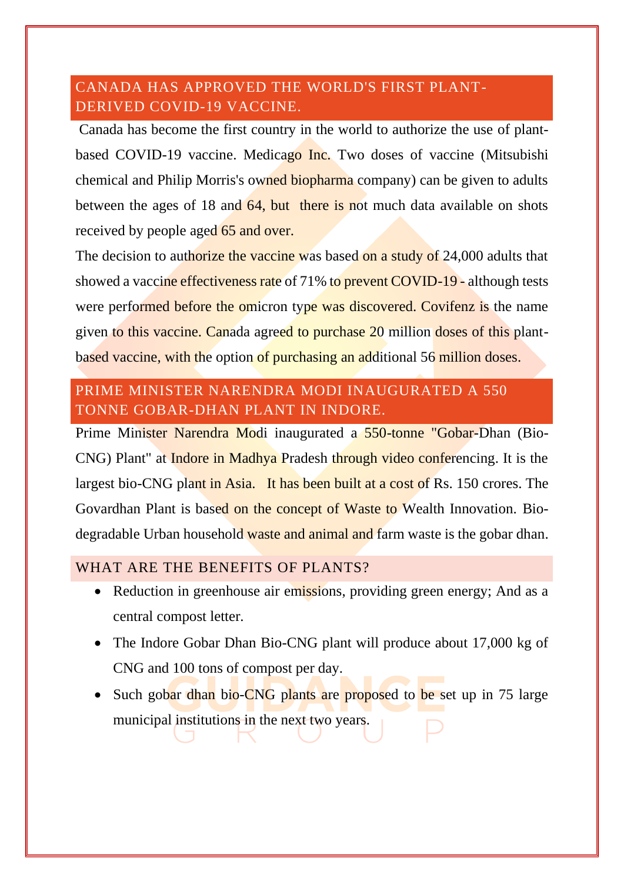## CANADA HAS APPROVED THE WORLD'S FIRST PLANT-DERIVED COVID-19 VACCINE.

Canada has become the first country in the world to authorize the use of plant-based COVID-19 vaccine. Medicago Inc. Two doses of vaccine (Mitsubishi chemical and Philip Morris's owned biopharma company) can be given to adults between the ages of 18 and 64, but there is not much data available on shots received by people aged 65 and over.

The decision to authorize the vaccine was based on a study of 24,000 adults that showed a vaccine effectiveness rate of 71% to prevent COVID-19 - although tests were performed before the omicron type was discovered. Covifenz is the name given to this vaccine. Canada agreed to purchase 20 million doses of this plant-based vaccine, with the option of purchasing an additional 56 million doses.

## PRIME MINISTER NARENDRA MODI INAUGURATED A 550 TONNE GOBAR-DHAN PLANT IN INDORE.

Prime Minister Narendra Modi inaugurated a 550-tonne "Gobar-Dhan (Bio-CNG) Plant" at Indore in Madhya Pradesh through video conferencing. It is the largest bio-CNG plant in Asia. It has been built at a cost of Rs. 150 crores. The Govardhan Plant is based on the concept of Waste to Wealth Innovation. Bio-degradable Urban household waste and animal and farm waste is the gobar dhan.

### WHAT ARE THE BENEFITS OF PLANTS?

- Reduction in greenhouse air emissions, providing green energy; And as a central compost letter.
- The Indore Gobar Dhan Bio-CNG plant will produce about 17,000 kg of CNG and 100 tons of compost per day.
- Such gobar dhan bio-CNG plants are proposed to be set up in 75 large municipal institutions in the next two years.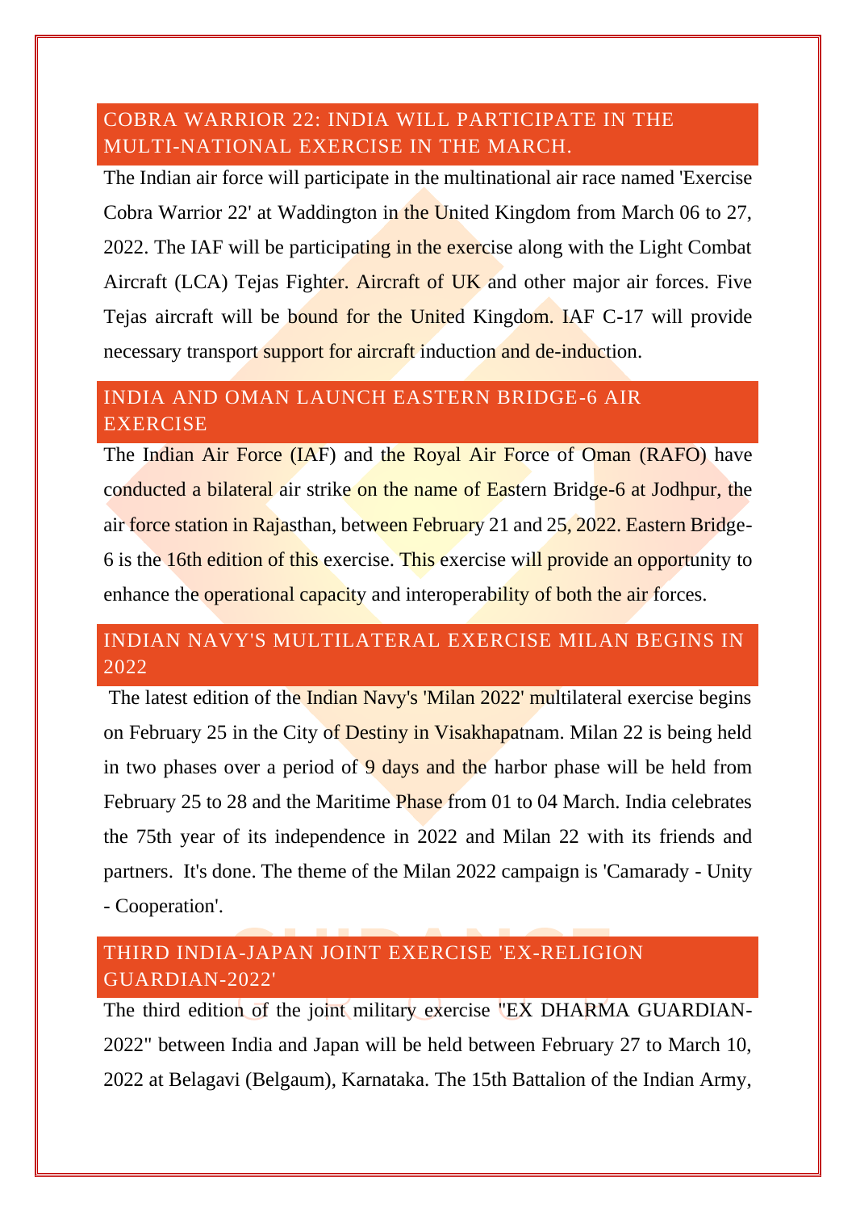## COBRA WARRIOR 22: INDIA WILL PARTICIPATE IN THE MULTI-NATIONAL EXERCISE IN THE MARCH.

The Indian air force will participate in the multinational air race named 'Exercise Cobra Warrior 22' at Waddington in the United Kingdom from March 06 to 27, 2022. The IAF will be participating in the exercise along with the Light Combat Aircraft (LCA) Tejas Fighter. Aircraft of UK and other major air forces. Five Tejas aircraft will be bound for the United Kingdom. IAF C-17 will provide necessary transport support for aircraft induction and de-induction.

## INDIA AND OMAN LAUNCH EASTERN BRIDGE-6 AIR EXERCISE

The Indian Air Force (IAF) and the Royal Air Force of Oman (RAFO) have conducted a bilateral air strike on the name of Eastern Bridge-6 at Jodhpur, the air force station in Rajasthan, between February 21 and 25, 2022. Eastern Bridge-6 is the 16th edition of this exercise. This exercise will provide an opportunity to enhance the operational capacity and interoperability of both the air forces.

## INDIAN NAVY'S MULTILATERAL EXERCISE MILAN BEGINS IN 2022

The latest edition of the Indian Navy's 'Milan 2022' multilateral exercise begins on February 25 in the City of Destiny in Visakhapatnam. Milan 22 is being held in two phases over a period of 9 days and the harbor phase will be held from February 25 to 28 and the Maritime Phase from 01 to 04 March. India celebrates the 75th year of its independence in 2022 and Milan 22 with its friends and partners. It's done. The theme of the Milan 2022 campaign is 'Camarady - Unity - Cooperation'.

## THIRD INDIA-JAPAN JOINT EXERCISE 'EX-RELIGION GUARDIAN-2022'

The third edition of the joint military exercise "EX DHARMA GUARDIAN-2022" between India and Japan will be held between February 27 to March 10, 2022 at Belagavi (Belgaum), Karnataka. The 15th Battalion of the Indian Army,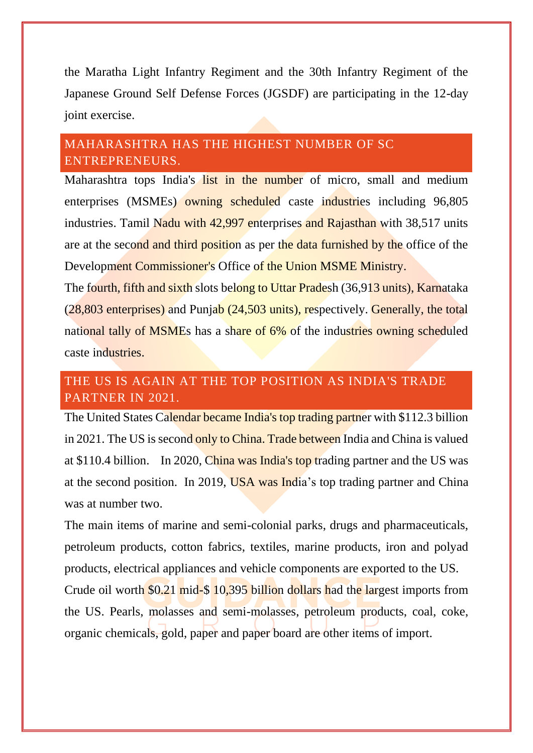the Maratha Light Infantry Regiment and the 30th Infantry Regiment of the Japanese Ground Self Defense Forces (JGSDF) are participating in the 12-day joint exercise.

## MAHARASHTRA HAS THE HIGHEST NUMBER OF SC ENTREPRENEURS.

Maharashtra tops India's list in the number of micro, small and medium enterprises (MSMEs) owning scheduled caste industries including 96,805 industries. Tamil Nadu with 42,997 enterprises and Rajasthan with 38,517 units are at the second and third position as per the data furnished by the office of the Development Commissioner's Office of the Union MSME Ministry.

The fourth, fifth and sixth slots belong to Uttar Pradesh (36,913 units), Karnataka (28,803 enterprises) and Punjab (24,503 units), respectively. Generally, the total national tally of MSMEs has a share of 6% of the industries owning scheduled caste industries.

## THE US IS AGAIN AT THE TOP POSITION AS INDIA'S TRADE PARTNER IN 2021.

The United States Calendar became India's top trading partner with $112.3 billion in 2021. The US is second only to China. Trade between India and China is valued at $110.4 billion.   In 2020, China was India's top trading partner and the US was at the second position.  In 2019, USA was India's top trading partner and China was at number two.

The main items of marine and semi-colonial parks, drugs and pharmaceuticals, petroleum products, cotton fabrics, textiles, marine products, iron and polyad products, electrical appliances and vehicle components are exported to the US.

Crude oil worth $0.21 mid-$ 10,395 billion dollars had the largest imports from the US. Pearls, molasses and semi-molasses, petroleum products, coal, coke, organic chemicals, gold, paper and paper board are other items of import.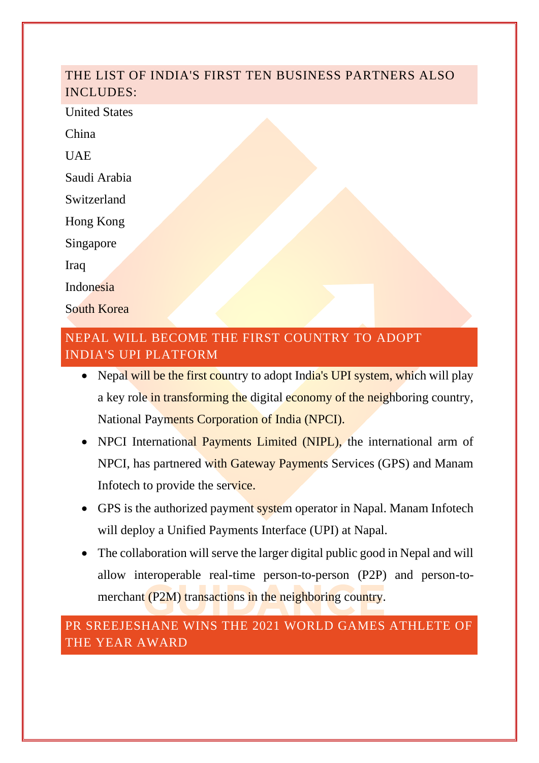## THE LIST OF INDIA'S FIRST TEN BUSINESS PARTNERS ALSO INCLUDES:

United States

China

UAE

Saudi Arabia

Switzerland

Hong Kong

Singapore

Iraq

Indonesia

South Korea

## NEPAL WILL BECOME THE FIRST COUNTRY TO ADOPT INDIA'S UPI PLATFORM

- Nepal will be the first country to adopt India's UPI system, which will play a key role in transforming the digital economy of the neighboring country, National Payments Corporation of India (NPCI).
- NPCI International Payments Limited (NIPL), the international arm of NPCI, has partnered with Gateway Payments Services (GPS) and Manam Infotech to provide the service.
- GPS is the authorized payment system operator in Nepal. Manam Infotech will deploy a Unified Payments Interface (UPI) at Napal.
- The collaboration will serve the larger digital public good in Nepal and will allow interoperable real-time person-to-person (P2P) and person-to-merchant (P2M) transactions in the neighboring country.

## PR SREEJESHANE WINS THE 2021 WORLD GAMES ATHLETE OF THE YEAR AWARD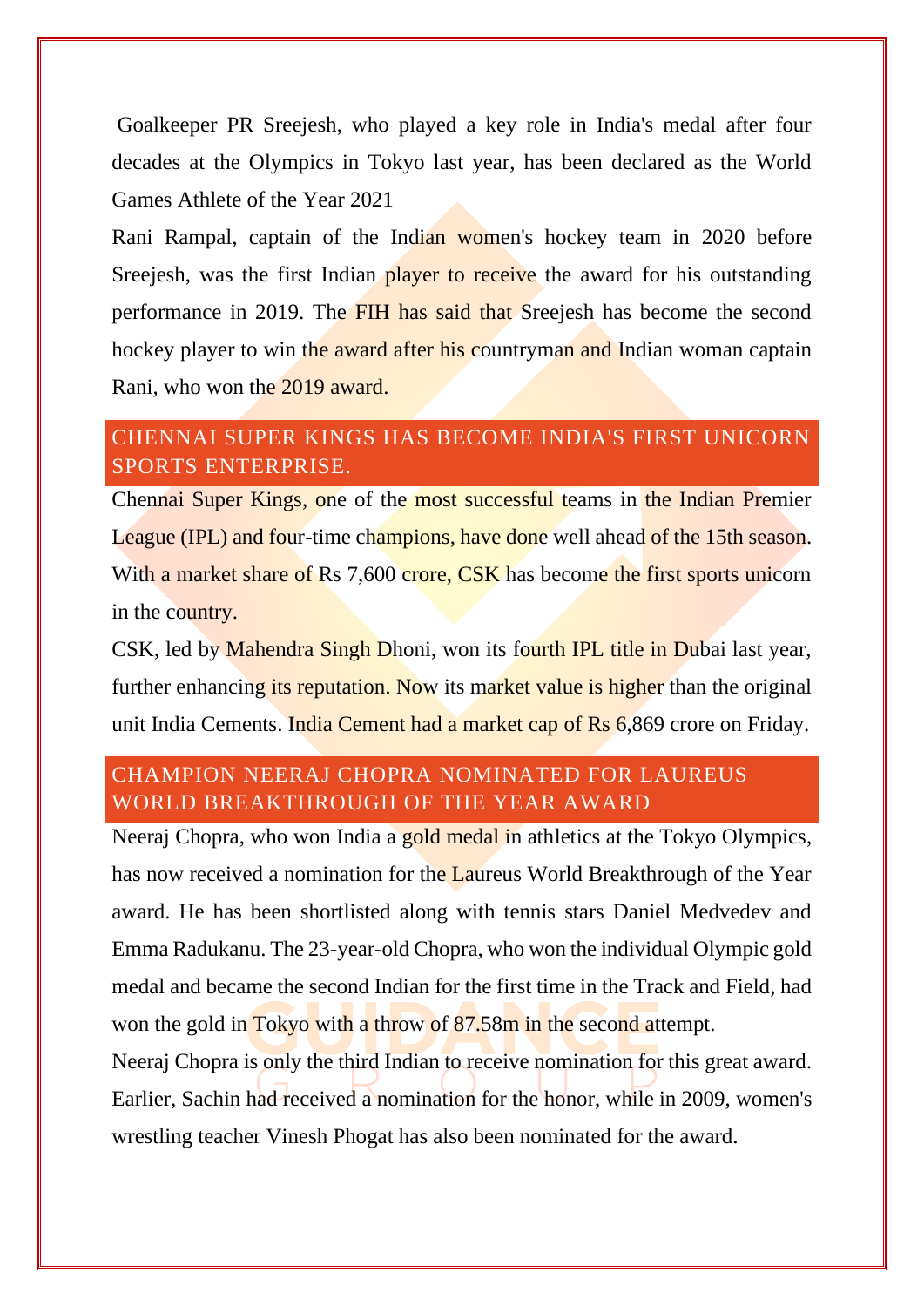Goalkeeper PR Sreejesh, who played a key role in India's medal after four decades at the Olympics in Tokyo last year, has been declared as the World Games Athlete of the Year 2021

Rani Rampal, captain of the Indian women's hockey team in 2020 before Sreejesh, was the first Indian player to receive the award for his outstanding performance in 2019. The FIH has said that Sreejesh has become the second hockey player to win the award after his countryman and Indian woman captain Rani, who won the 2019 award.

## CHENNAI SUPER KINGS HAS BECOME INDIA'S FIRST UNICORN SPORTS ENTERPRISE.

Chennai Super Kings, one of the most successful teams in the Indian Premier League (IPL) and four-time champions, have done well ahead of the 15th season. With a market share of Rs 7,600 crore, CSK has become the first sports unicorn in the country.

CSK, led by Mahendra Singh Dhoni, won its fourth IPL title in Dubai last year, further enhancing its reputation. Now its market value is higher than the original unit India Cements. India Cement had a market cap of Rs 6,869 crore on Friday.

## CHAMPION NEERAJ CHOPRA NOMINATED FOR LAUREUS WORLD BREAKTHROUGH OF THE YEAR AWARD

Neeraj Chopra, who won India a gold medal in athletics at the Tokyo Olympics, has now received a nomination for the Laureus World Breakthrough of the Year award. He has been shortlisted along with tennis stars Daniel Medvedev and Emma Radukanu. The 23-year-old Chopra, who won the individual Olympic gold medal and became the second Indian for the first time in the Track and Field, had won the gold in Tokyo with a throw of 87.58m in the second attempt.

Neeraj Chopra is only the third Indian to receive nomination for this great award. Earlier, Sachin had received a nomination for the honor, while in 2009, women's wrestling teacher Vinesh Phogat has also been nominated for the award.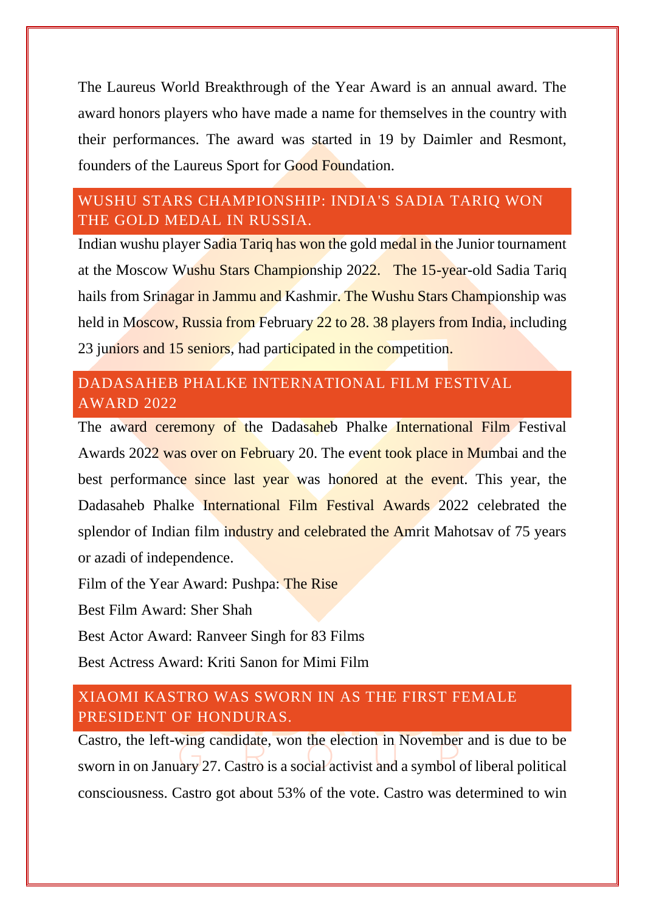The Laureus World Breakthrough of the Year Award is an annual award. The award honors players who have made a name for themselves in the country with their performances. The award was started in 19 by Daimler and Resmont, founders of the Laureus Sport for Good Foundation.

## WUSHU STARS CHAMPIONSHIP: INDIA'S SADIA TARIQ WON THE GOLD MEDAL IN RUSSIA.

Indian wushu player Sadia Tariq has won the gold medal in the Junior tournament at the Moscow Wushu Stars Championship 2022. The 15-year-old Sadia Tariq hails from Srinagar in Jammu and Kashmir. The Wushu Stars Championship was held in Moscow, Russia from February 22 to 28. 38 players from India, including 23 juniors and 15 seniors, had participated in the competition.

## DADASAHEB PHALKE INTERNATIONAL FILM FESTIVAL AWARD 2022

The award ceremony of the Dadasaheb Phalke International Film Festival Awards 2022 was over on February 20. The event took place in Mumbai and the best performance since last year was honored at the event. This year, the Dadasaheb Phalke International Film Festival Awards 2022 celebrated the splendor of Indian film industry and celebrated the Amrit Mahotsav of 75 years or azadi of independence.

Film of the Year Award: Pushpa: The Rise

Best Film Award: Sher Shah

Best Actor Award: Ranveer Singh for 83 Films

Best Actress Award: Kriti Sanon for Mimi Film

## XIAOMI KASTRO WAS SWORN IN AS THE FIRST FEMALE PRESIDENT OF HONDURAS.

Castro, the left-wing candidate, won the election in November and is due to be sworn in on January 27. Castro is a social activist and a symbol of liberal political consciousness. Castro got about 53% of the vote. Castro was determined to win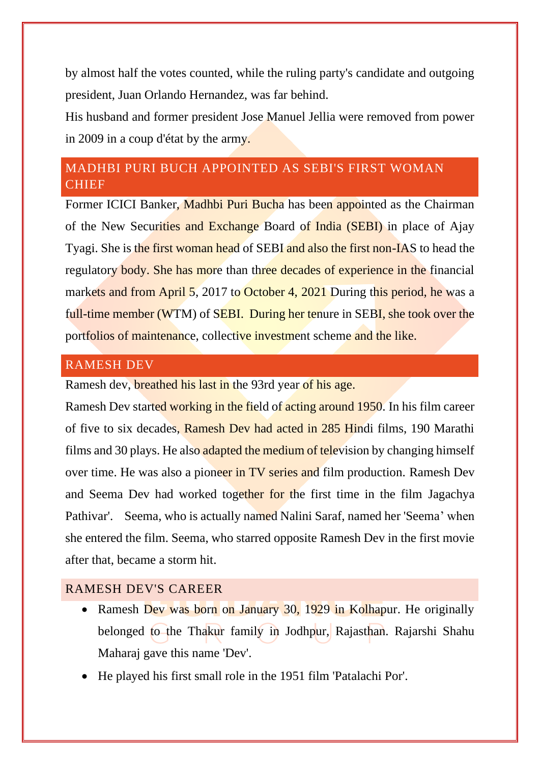by almost half the votes counted, while the ruling party's candidate and outgoing president, Juan Orlando Hernandez, was far behind.

His husband and former president Jose Manuel Jellia were removed from power in 2009 in a coup d'état by the army.

## MADHBI PURI BUCH APPOINTED AS SEBI'S FIRST WOMAN CHIEF

Former ICICI Banker, Madhbi Puri Bucha has been appointed as the Chairman of the New Securities and Exchange Board of India (SEBI) in place of Ajay Tyagi. She is the first woman head of SEBI and also the first non-IAS to head the regulatory body. She has more than three decades of experience in the financial markets and from April 5, 2017 to October 4, 2021 During this period, he was a full-time member (WTM) of SEBI. During her tenure in SEBI, she took over the portfolios of maintenance, collective investment scheme and the like.

## RAMESH DEV

Ramesh dev, breathed his last in the 93rd year of his age.

Ramesh Dev started working in the field of acting around 1950. In his film career of five to six decades, Ramesh Dev had acted in 285 Hindi films, 190 Marathi films and 30 plays. He also adapted the medium of television by changing himself over time. He was also a pioneer in TV series and film production. Ramesh Dev and Seema Dev had worked together for the first time in the film Jagachya Pathivar'. Seema, who is actually named Nalini Saraf, named her 'Seema' when she entered the film. Seema, who starred opposite Ramesh Dev in the first movie after that, became a storm hit.

## RAMESH DEV'S CAREER

- Ramesh Dev was born on January 30, 1929 in Kolhapur. He originally belonged to the Thakur family in Jodhpur, Rajasthan. Rajarshi Shahu Maharaj gave this name 'Dev'.
- He played his first small role in the 1951 film 'Patalachi Por'.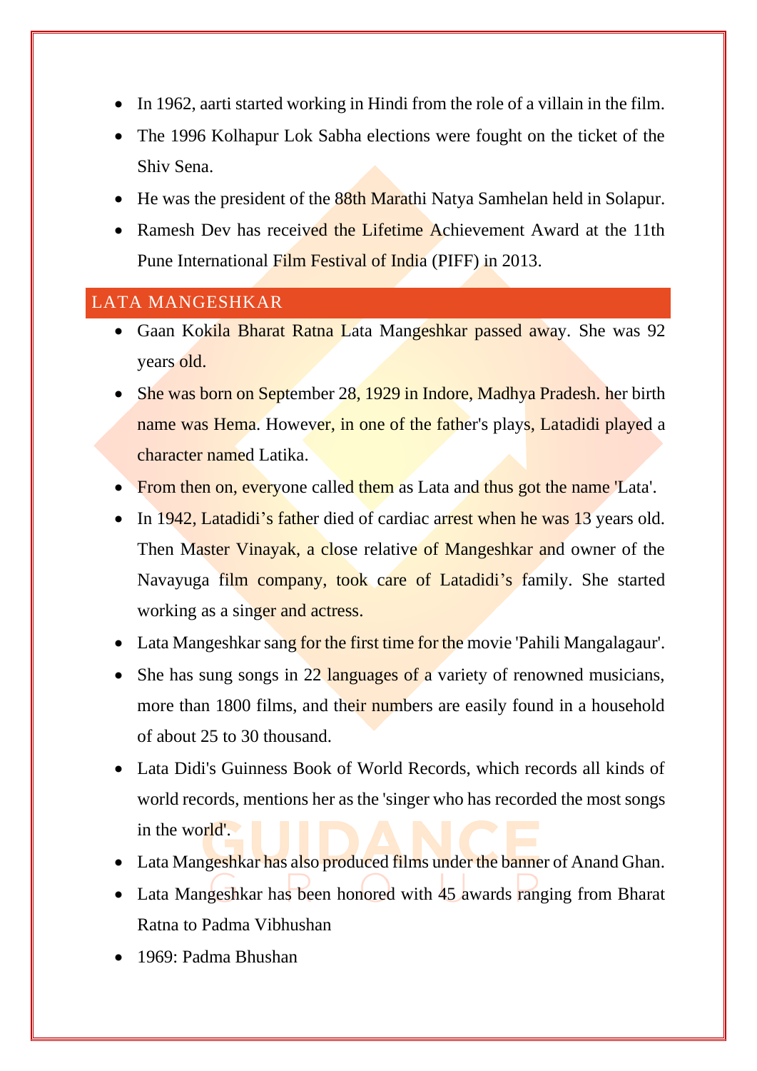- In 1962, aarti started working in Hindi from the role of a villain in the film.
- The 1996 Kolhapur Lok Sabha elections were fought on the ticket of the Shiv Sena.
- He was the president of the 88th Marathi Natya Samhelan held in Solapur.
- Ramesh Dev has received the Lifetime Achievement Award at the 11th Pune International Film Festival of India (PIFF) in 2013.

## LATA MANGESHKAR

- Gaan Kokila Bharat Ratna Lata Mangeshkar passed away. She was 92 years old.
- She was born on September 28, 1929 in Indore, Madhya Pradesh. her birth name was Hema. However, in one of the father's plays, Latadidi played a character named Latika.
- From then on, everyone called them as Lata and thus got the name 'Lata'.
- In 1942, Latadidi's father died of cardiac arrest when he was 13 years old. Then Master Vinayak, a close relative of Mangeshkar and owner of the Navayuga film company, took care of Latadidi's family. She started working as a singer and actress.
- Lata Mangeshkar sang for the first time for the movie 'Pahili Mangalagaur'.
- She has sung songs in 22 languages of a variety of renowned musicians, more than 1800 films, and their numbers are easily found in a household of about 25 to 30 thousand.
- Lata Didi's Guinness Book of World Records, which records all kinds of world records, mentions her as the 'singer who has recorded the most songs in the world'.
- Lata Mangeshkar has also produced films under the banner of Anand Ghan.
- Lata Mangeshkar has been honored with 45 awards ranging from Bharat Ratna to Padma Vibhushan
- 1969: Padma Bhushan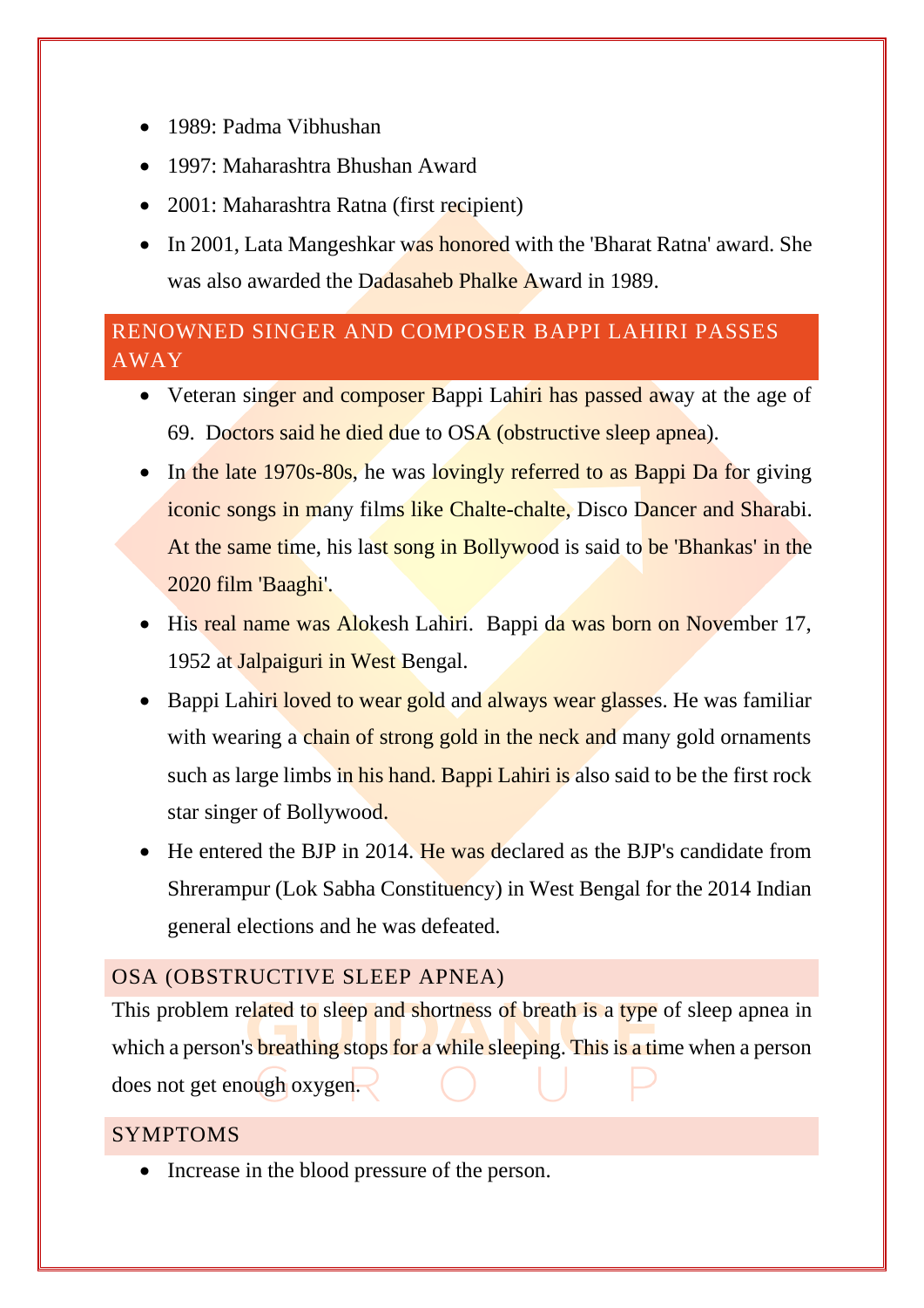- 1989: Padma Vibhushan
- 1997: Maharashtra Bhushan Award
- 2001: Maharashtra Ratna (first recipient)
- In 2001, Lata Mangeshkar was honored with the 'Bharat Ratna' award. She was also awarded the Dadasaheb Phalke Award in 1989.

## RENOWNED SINGER AND COMPOSER BAPPI LAHIRI PASSES AWAY

- Veteran singer and composer Bappi Lahiri has passed away at the age of 69. Doctors said he died due to OSA (obstructive sleep apnea).
- In the late 1970s-80s, he was lovingly referred to as Bappi Da for giving iconic songs in many films like Chalte-chalte, Disco Dancer and Sharabi. At the same time, his last song in Bollywood is said to be 'Bhankas' in the 2020 film 'Baaghi'.
- His real name was Alokesh Lahiri. Bappi da was born on November 17, 1952 at Jalpaiguri in West Bengal.
- Bappi Lahiri loved to wear gold and always wear glasses. He was familiar with wearing a chain of strong gold in the neck and many gold ornaments such as large limbs in his hand. Bappi Lahiri is also said to be the first rock star singer of Bollywood.
- He entered the BJP in 2014. He was declared as the BJP's candidate from Shrerampur (Lok Sabha Constituency) in West Bengal for the 2014 Indian general elections and he was defeated.

### OSA (OBSTRUCTIVE SLEEP APNEA)

This problem related to sleep and shortness of breath is a type of sleep apnea in which a person's breathing stops for a while sleeping. This is a time when a person does not get enough oxygen.

### SYMPTOMS

- Increase in the blood pressure of the person.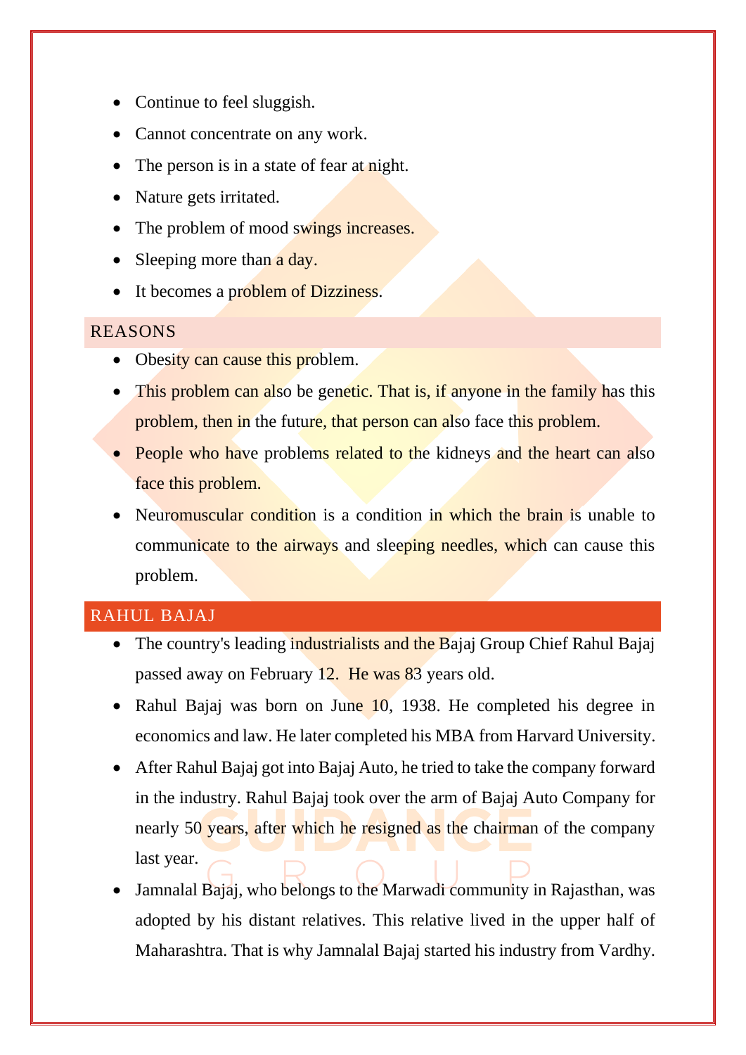- Continue to feel sluggish.
- Cannot concentrate on any work.
- The person is in a state of fear at night.
- Nature gets irritated.
- The problem of mood swings increases.
- Sleeping more than a day.
- It becomes a problem of Dizziness.

## REASONS

- Obesity can cause this problem.
- This problem can also be genetic. That is, if anyone in the family has this problem, then in the future, that person can also face this problem.
- People who have problems related to the kidneys and the heart can also face this problem.
- Neuromuscular condition is a condition in which the brain is unable to communicate to the airways and sleeping needles, which can cause this problem.

## RAHUL BAJAJ

- The country's leading industrialists and the Bajaj Group Chief Rahul Bajaj passed away on February 12. He was 83 years old.
- Rahul Bajaj was born on June 10, 1938. He completed his degree in economics and law. He later completed his MBA from Harvard University.
- After Rahul Bajaj got into Bajaj Auto, he tried to take the company forward in the industry. Rahul Bajaj took over the arm of Bajaj Auto Company for nearly 50 years, after which he resigned as the chairman of the company last year.
- Jamnalal Bajaj, who belongs to the Marwadi community in Rajasthan, was adopted by his distant relatives. This relative lived in the upper half of Maharashtra. That is why Jamnalal Bajaj started his industry from Vardhy.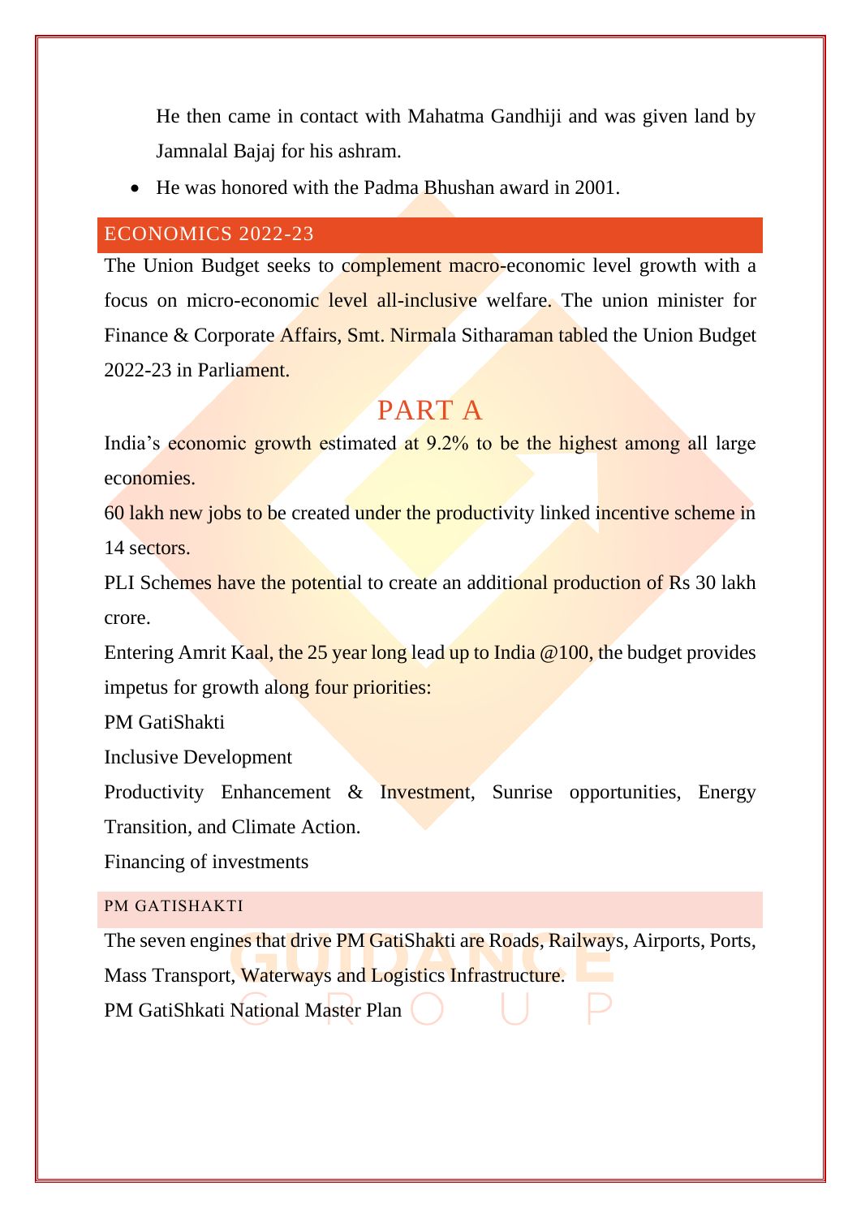He then came in contact with Mahatma Gandhiji and was given land by Jamnalal Bajaj for his ashram.

- He was honored with the Padma Bhushan award in 2001.

## ECONOMICS 2022-23

The Union Budget seeks to complement macro-economic level growth with a focus on micro-economic level all-inclusive welfare. The union minister for Finance & Corporate Affairs, Smt. Nirmala Sitharaman tabled the Union Budget 2022-23 in Parliament.

# PART A

India's economic growth estimated at 9.2% to be the highest among all large economies.

60 lakh new jobs to be created under the productivity linked incentive scheme in 14 sectors.

PLI Schemes have the potential to create an additional production of Rs 30 lakh crore.

Entering Amrit Kaal, the 25 year long lead up to India @100, the budget provides impetus for growth along four priorities:

PM GatiShakti

Inclusive Development

Productivity Enhancement & Investment, Sunrise opportunities, Energy Transition, and Climate Action.

Financing of investments

### PM GATISHAKTI

The seven engines that drive PM GatiShakti are Roads, Railways, Airports, Ports, Mass Transport, Waterways and Logistics Infrastructure.

PM GatiShkati National Master Plan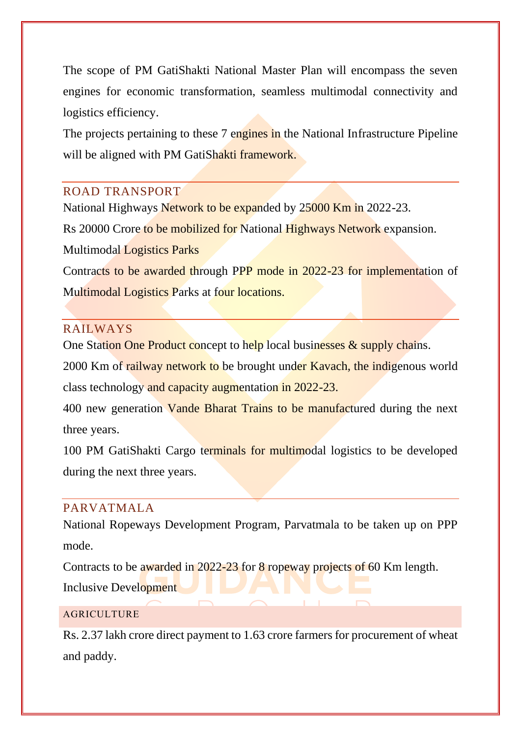The scope of PM GatiShakti National Master Plan will encompass the seven engines for economic transformation, seamless multimodal connectivity and logistics efficiency.

The projects pertaining to these 7 engines in the National Infrastructure Pipeline will be aligned with PM GatiShakti framework.

## ROAD TRANSPORT

National Highways Network to be expanded by 25000 Km in 2022-23.

Rs 20000 Crore to be mobilized for National Highways Network expansion.

Multimodal Logistics Parks

Contracts to be awarded through PPP mode in 2022-23 for implementation of Multimodal Logistics Parks at four locations.

## RAILWAYS

One Station One Product concept to help local businesses & supply chains.

2000 Km of railway network to be brought under Kavach, the indigenous world class technology and capacity augmentation in 2022-23.

400 new generation Vande Bharat Trains to be manufactured during the next three years.

100 PM GatiShakti Cargo terminals for multimodal logistics to be developed during the next three years.

## PARVATMALA

National Ropeways Development Program, Parvatmala to be taken up on PPP mode.

Contracts to be awarded in 2022-23 for 8 ropeway projects of 60 Km length.

Inclusive Development

## AGRICULTURE

Rs. 2.37 lakh crore direct payment to 1.63 crore farmers for procurement of wheat and paddy.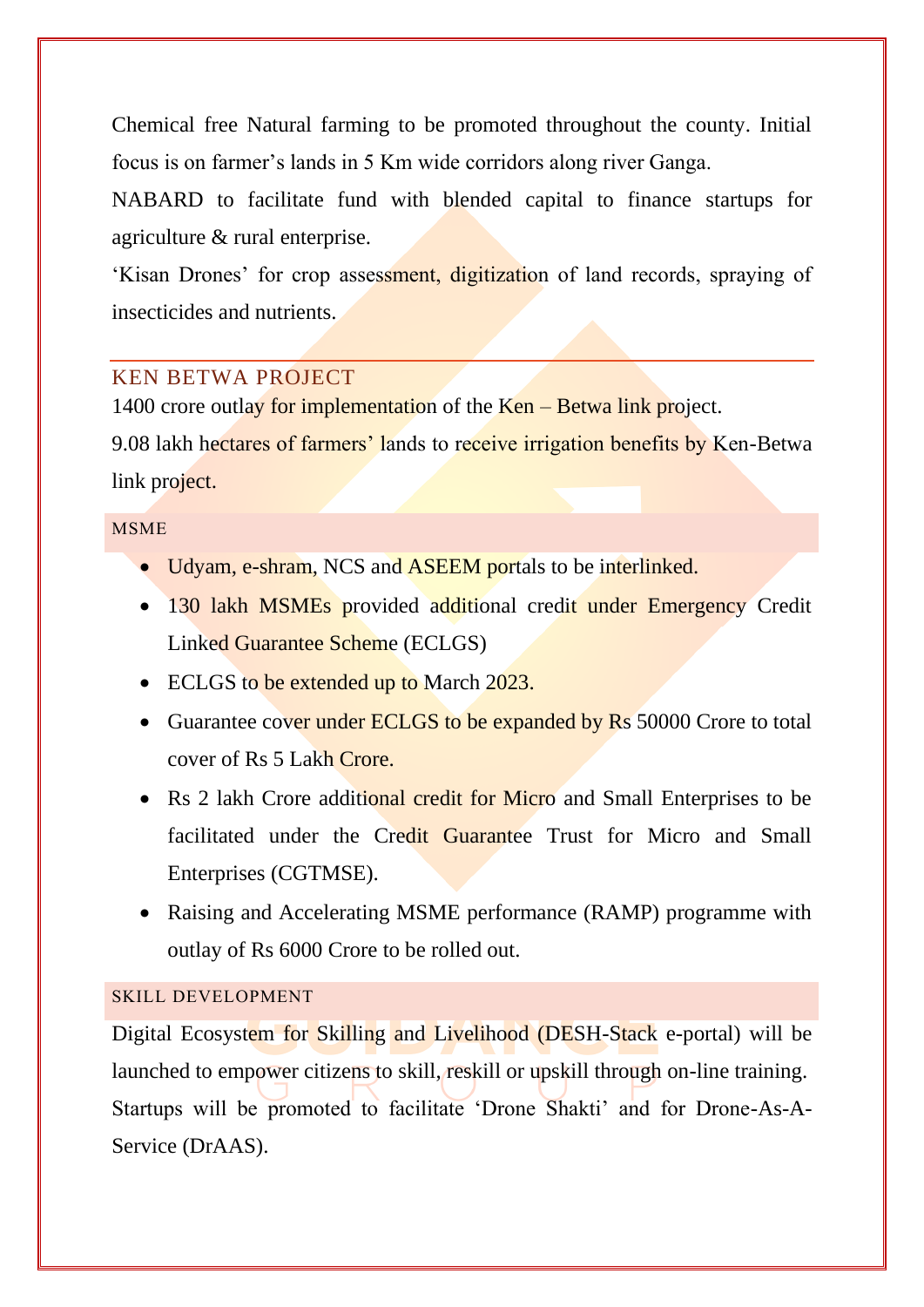Chemical free Natural farming to be promoted throughout the county. Initial focus is on farmer's lands in 5 Km wide corridors along river Ganga.

NABARD to facilitate fund with blended capital to finance startups for agriculture & rural enterprise.

'Kisan Drones' for crop assessment, digitization of land records, spraying of insecticides and nutrients.

## KEN BETWA PROJECT

1400 crore outlay for implementation of the Ken – Betwa link project.

9.08 lakh hectares of farmers' lands to receive irrigation benefits by Ken-Betwa link project.

### MSME

- Udyam, e-shram, NCS and ASEEM portals to be interlinked.
- 130 lakh MSMEs provided additional credit under Emergency Credit Linked Guarantee Scheme (ECLGS)
- ECLGS to be extended up to March 2023.
- Guarantee cover under ECLGS to be expanded by Rs 50000 Crore to total cover of Rs 5 Lakh Crore.
- Rs 2 lakh Crore additional credit for Micro and Small Enterprises to be facilitated under the Credit Guarantee Trust for Micro and Small Enterprises (CGTMSE).
- Raising and Accelerating MSME performance (RAMP) programme with outlay of Rs 6000 Crore to be rolled out.

### SKILL DEVELOPMENT

Digital Ecosystem for Skilling and Livelihood (DESH-Stack e-portal) will be launched to empower citizens to skill, reskill or upskill through on-line training.

Startups will be promoted to facilitate 'Drone Shakti' and for Drone-As-A-Service (DrAAS).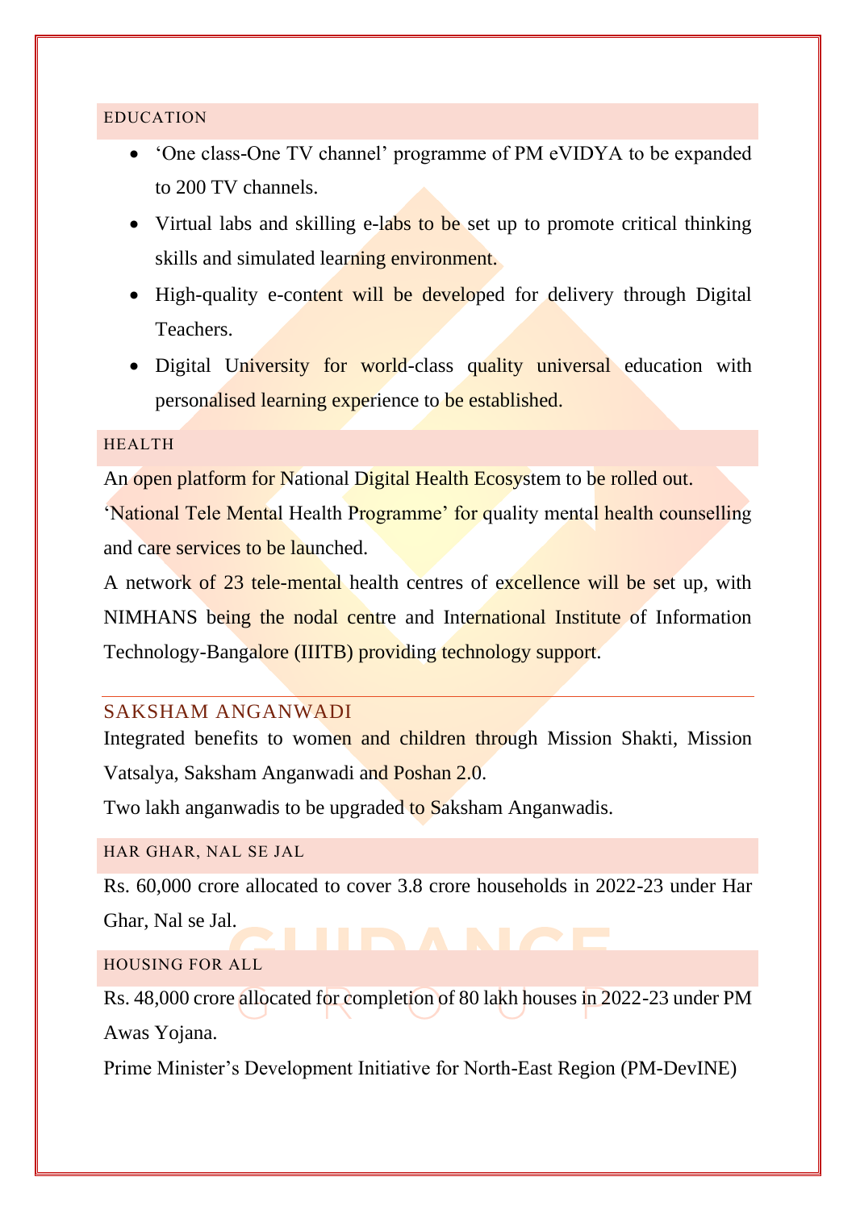## EDUCATION

- 'One class-One TV channel' programme of PM eVIDYA to be expanded to 200 TV channels.
- Virtual labs and skilling e-labs to be set up to promote critical thinking skills and simulated learning environment.
- High-quality e-content will be developed for delivery through Digital Teachers.
- Digital University for world-class quality universal education with personalised learning experience to be established.

## HEALTH

An open platform for National Digital Health Ecosystem to be rolled out.

'National Tele Mental Health Programme' for quality mental health counselling and care services to be launched.

A network of 23 tele-mental health centres of excellence will be set up, with NIMHANS being the nodal centre and International Institute of Information Technology-Bangalore (IIITB) providing technology support.

---

## SAKSHAM ANGANWADI

Integrated benefits to women and children through Mission Shakti, Mission Vatsalya, Saksham Anganwadi and Poshan 2.0.

Two lakh anganwadis to be upgraded to Saksham Anganwadis.

## HAR GHAR, NAL SE JAL

Rs. 60,000 crore allocated to cover 3.8 crore households in 2022-23 under Har Ghar, Nal se Jal.

## HOUSING FOR ALL

Rs. 48,000 crore allocated for completion of 80 lakh houses in 2022-23 under PM Awas Yojana.

Prime Minister's Development Initiative for North-East Region (PM-DevINE)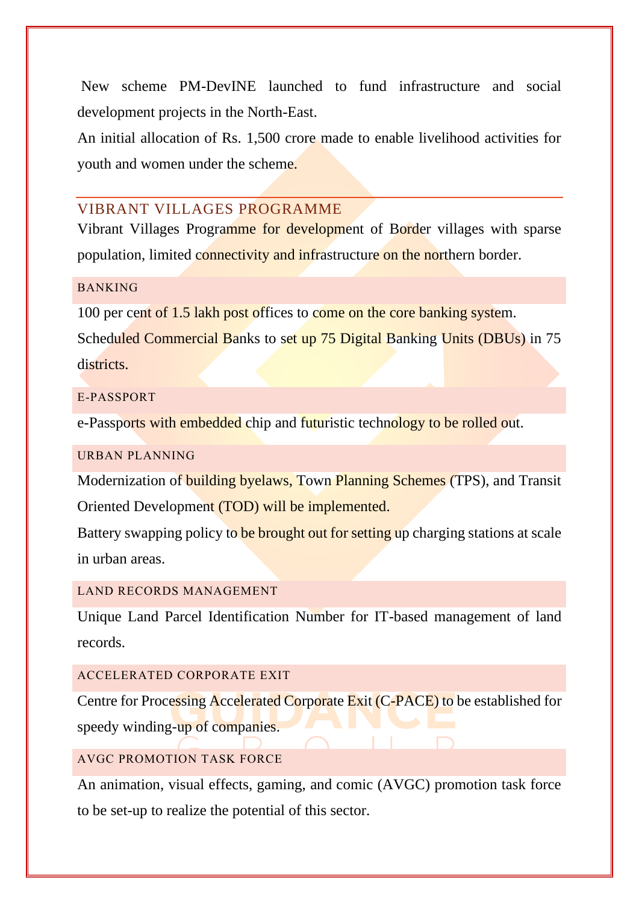New scheme PM-DevINE launched to fund infrastructure and social development projects in the North-East.

An initial allocation of Rs. 1,500 crore made to enable livelihood activities for youth and women under the scheme.

## VIBRANT VILLAGES PROGRAMME

Vibrant Villages Programme for development of Border villages with sparse population, limited connectivity and infrastructure on the northern border.

### BANKING

100 per cent of 1.5 lakh post offices to come on the core banking system.

Scheduled Commercial Banks to set up 75 Digital Banking Units (DBUs) in 75 districts.

### E-PASSPORT

e-Passports with embedded chip and futuristic technology to be rolled out.

### URBAN PLANNING

Modernization of building byelaws, Town Planning Schemes (TPS), and Transit Oriented Development (TOD) will be implemented.

Battery swapping policy to be brought out for setting up charging stations at scale in urban areas.

### LAND RECORDS MANAGEMENT

Unique Land Parcel Identification Number for IT-based management of land records.

### ACCELERATED CORPORATE EXIT

Centre for Processing Accelerated Corporate Exit (C-PACE) to be established for speedy winding-up of companies.

### AVGC PROMOTION TASK FORCE

An animation, visual effects, gaming, and comic (AVGC) promotion task force to be set-up to realize the potential of this sector.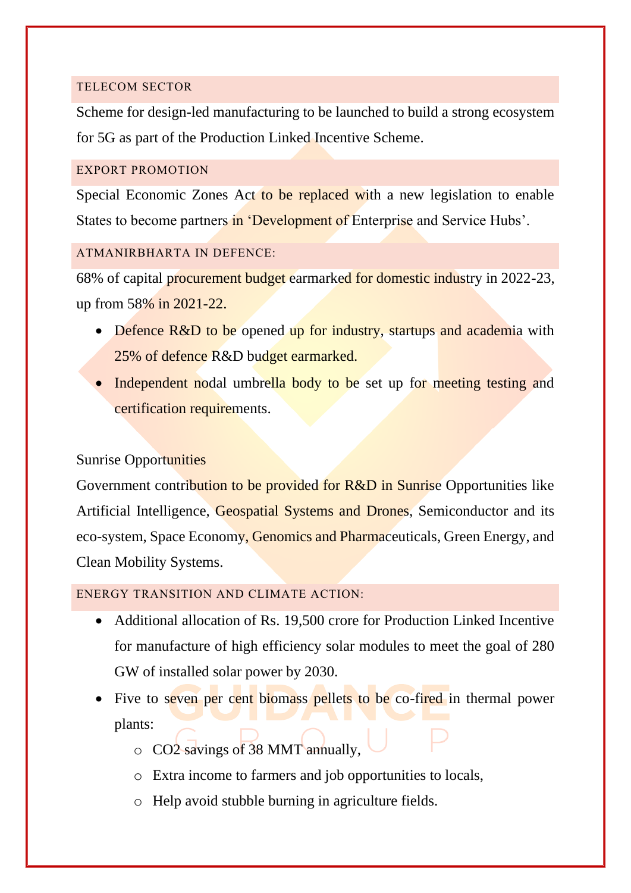## TELECOM SECTOR

Scheme for design-led manufacturing to be launched to build a strong ecosystem for 5G as part of the Production Linked Incentive Scheme.

## EXPORT PROMOTION

Special Economic Zones Act to be replaced with a new legislation to enable States to become partners in 'Development of Enterprise and Service Hubs'.

## ATMANIRBHARTA IN DEFENCE:

68% of capital procurement budget earmarked for domestic industry in 2022-23, up from 58% in 2021-22.

- Defence R&D to be opened up for industry, startups and academia with 25% of defence R&D budget earmarked.
- Independent nodal umbrella body to be set up for meeting testing and certification requirements.

### Sunrise Opportunities

Government contribution to be provided for R&D in Sunrise Opportunities like Artificial Intelligence, Geospatial Systems and Drones, Semiconductor and its eco-system, Space Economy, Genomics and Pharmaceuticals, Green Energy, and Clean Mobility Systems.

## ENERGY TRANSITION AND CLIMATE ACTION:

- Additional allocation of Rs. 19,500 crore for Production Linked Incentive for manufacture of high efficiency solar modules to meet the goal of 280 GW of installed solar power by 2030.
- Five to seven per cent biomass pellets to be co-fired in thermal power plants:
  - $CO_2$ savings of 38 MMT annually,
  - Extra income to farmers and job opportunities to locals,
  - Help avoid stubble burning in agriculture fields.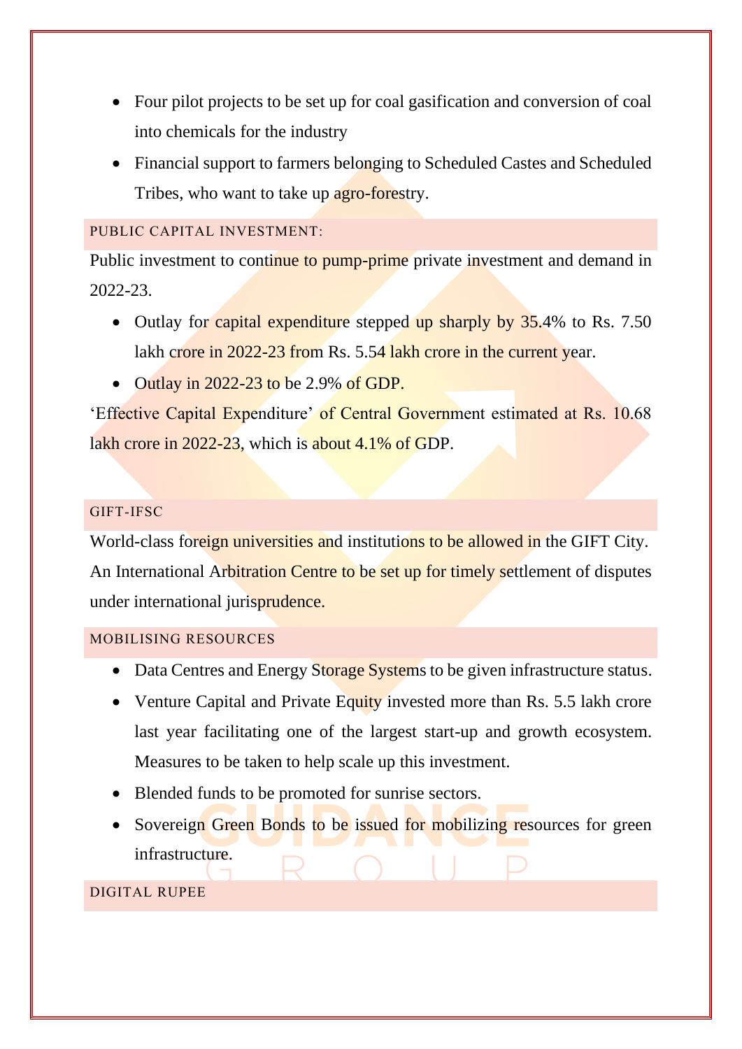- Four pilot projects to be set up for coal gasification and conversion of coal into chemicals for the industry
- Financial support to farmers belonging to Scheduled Castes and Scheduled Tribes, who want to take up agro-forestry.

## PUBLIC CAPITAL INVESTMENT:

Public investment to continue to pump-prime private investment and demand in 2022-23.

- Outlay for capital expenditure stepped up sharply by 35.4% to Rs. 7.50 lakh crore in 2022-23 from Rs. 5.54 lakh crore in the current year.
- Outlay in 2022-23 to be 2.9% of GDP.

'Effective Capital Expenditure' of Central Government estimated at Rs. 10.68 lakh crore in 2022-23, which is about 4.1% of GDP.

## GIFT-IFSC

World-class foreign universities and institutions to be allowed in the GIFT City. An International Arbitration Centre to be set up for timely settlement of disputes under international jurisprudence.

## MOBILISING RESOURCES

- Data Centres and Energy Storage Systems to be given infrastructure status.
- Venture Capital and Private Equity invested more than Rs. 5.5 lakh crore last year facilitating one of the largest start-up and growth ecosystem. Measures to be taken to help scale up this investment.
- Blended funds to be promoted for sunrise sectors.
- Sovereign Green Bonds to be issued for mobilizing resources for green infrastructure.

## DIGITAL RUPEE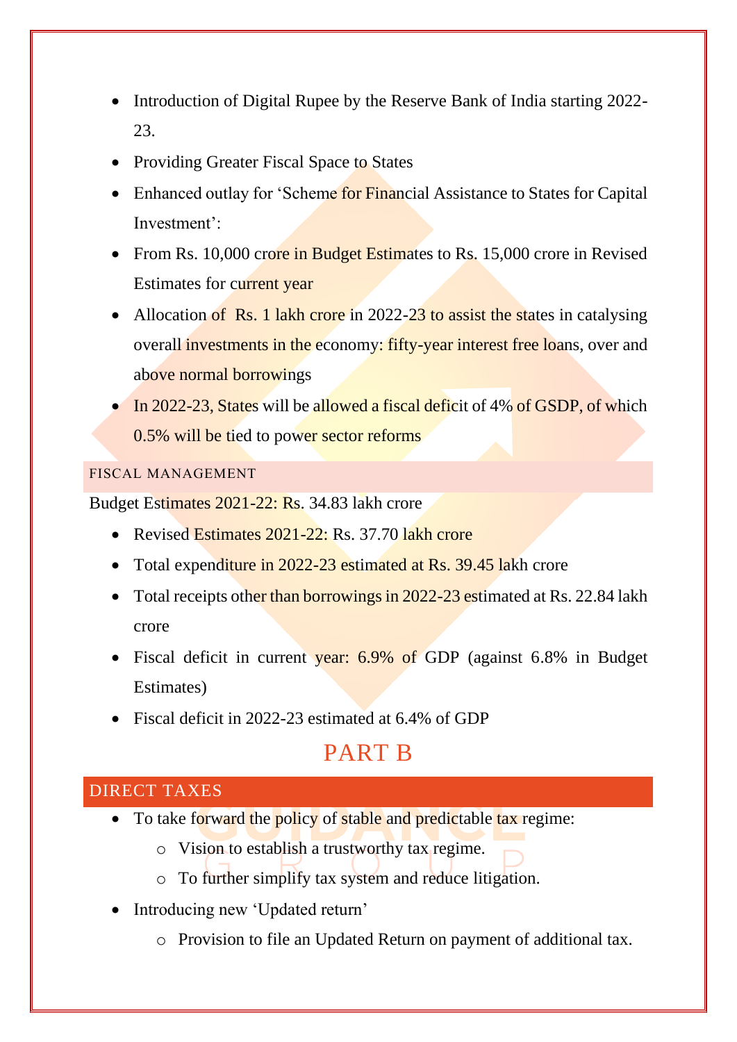- Introduction of Digital Rupee by the Reserve Bank of India starting 2022-23.
- Providing Greater Fiscal Space to States
- Enhanced outlay for 'Scheme for Financial Assistance to States for Capital Investment':
- From Rs. 10,000 crore in Budget Estimates to Rs. 15,000 crore in Revised Estimates for current year
- Allocation of Rs. 1 lakh crore in 2022-23 to assist the states in catalysing overall investments in the economy: fifty-year interest free loans, over and above normal borrowings
- In 2022-23, States will be allowed a fiscal deficit of 4% of GSDP, of which 0.5% will be tied to power sector reforms

### FISCAL MANAGEMENT

Budget Estimates 2021-22: Rs. 34.83 lakh crore

- Revised Estimates 2021-22: Rs. 37.70 lakh crore
- Total expenditure in 2022-23 estimated at Rs. 39.45 lakh crore
- Total receipts other than borrowings in 2022-23 estimated at Rs. 22.84 lakh crore
- Fiscal deficit in current year: 6.9% of GDP (against 6.8% in Budget Estimates)
- Fiscal deficit in 2022-23 estimated at 6.4% of GDP

# PART B

## DIRECT TAXES

- To take forward the policy of stable and predictable tax regime:
  - Vision to establish a trustworthy tax regime.
  - To further simplify tax system and reduce litigation.
- Introducing new 'Updated return'
  - Provision to file an Updated Return on payment of additional tax.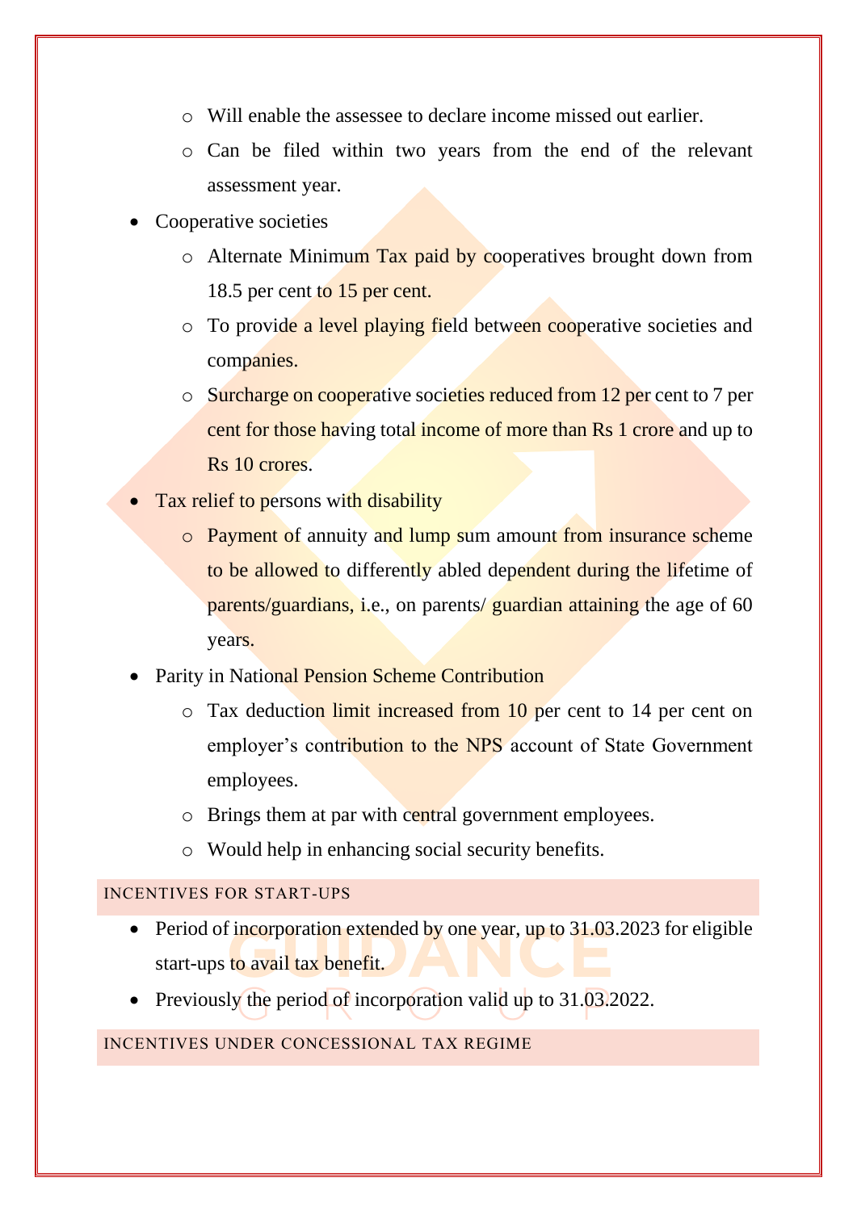- Will enable the assessee to declare income missed out earlier.
  - Can be filed within two years from the end of the relevant assessment year.
- Cooperative societies
  - Alternate Minimum Tax paid by cooperatives brought down from 18.5 per cent to 15 per cent.
  - To provide a level playing field between cooperative societies and companies.
  - Surcharge on cooperative societies reduced from 12 per cent to 7 per cent for those having total income of more than Rs 1 crore and up to Rs 10 crores.
- Tax relief to persons with disability
  - Payment of annuity and lump sum amount from insurance scheme to be allowed to differently abled dependent during the lifetime of parents/guardians, i.e., on parents/ guardian attaining the age of 60 years.
- Parity in National Pension Scheme Contribution
  - Tax deduction limit increased from 10 per cent to 14 per cent on employer's contribution to the NPS account of State Government employees.
  - Brings them at par with central government employees.
  - Would help in enhancing social security benefits.

## INCENTIVES FOR START-UPS

- Period of incorporation extended by one year, up to 31.03.2023 for eligible start-ups to avail tax benefit.
- Previously the period of incorporation valid up to 31.03.2022.

## INCENTIVES UNDER CONCESSIONAL TAX REGIME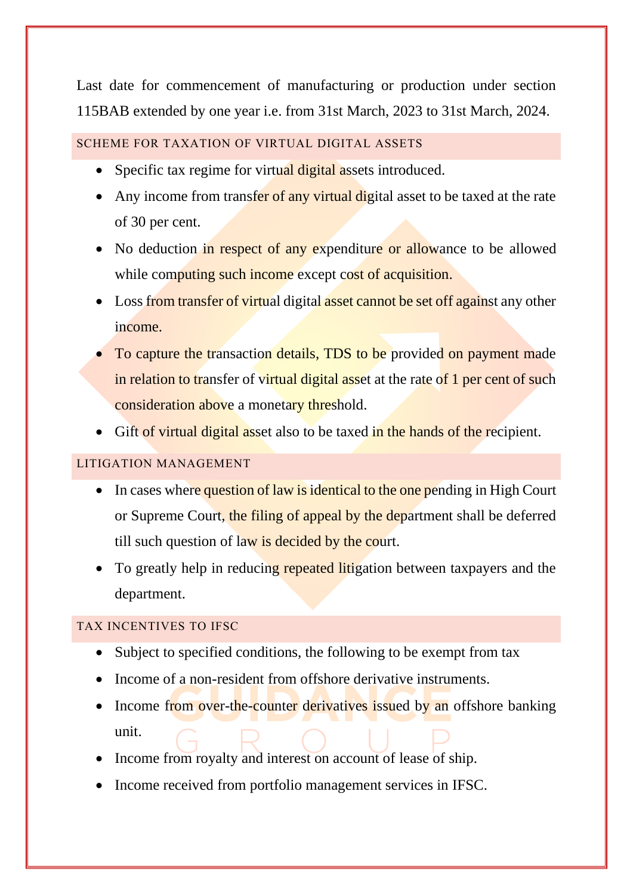Last date for commencement of manufacturing or production under section 115BAB extended by one year i.e. from 31st March, 2023 to 31st March, 2024.

## SCHEME FOR TAXATION OF VIRTUAL DIGITAL ASSETS

- Specific tax regime for virtual digital assets introduced.
- Any income from transfer of any virtual digital asset to be taxed at the rate of 30 per cent.
- No deduction in respect of any expenditure or allowance to be allowed while computing such income except cost of acquisition.
- Loss from transfer of virtual digital asset cannot be set off against any other income.
- To capture the transaction details, TDS to be provided on payment made in relation to transfer of virtual digital asset at the rate of 1 per cent of such consideration above a monetary threshold.
- Gift of virtual digital asset also to be taxed in the hands of the recipient.

## LITIGATION MANAGEMENT

- In cases where question of law is identical to the one pending in High Court or Supreme Court, the filing of appeal by the department shall be deferred till such question of law is decided by the court.
- To greatly help in reducing repeated litigation between taxpayers and the department.

## TAX INCENTIVES TO IFSC

- Subject to specified conditions, the following to be exempt from tax
- Income of a non-resident from offshore derivative instruments.
- Income from over-the-counter derivatives issued by an offshore banking unit.
- Income from royalty and interest on account of lease of ship.
- Income received from portfolio management services in IFSC.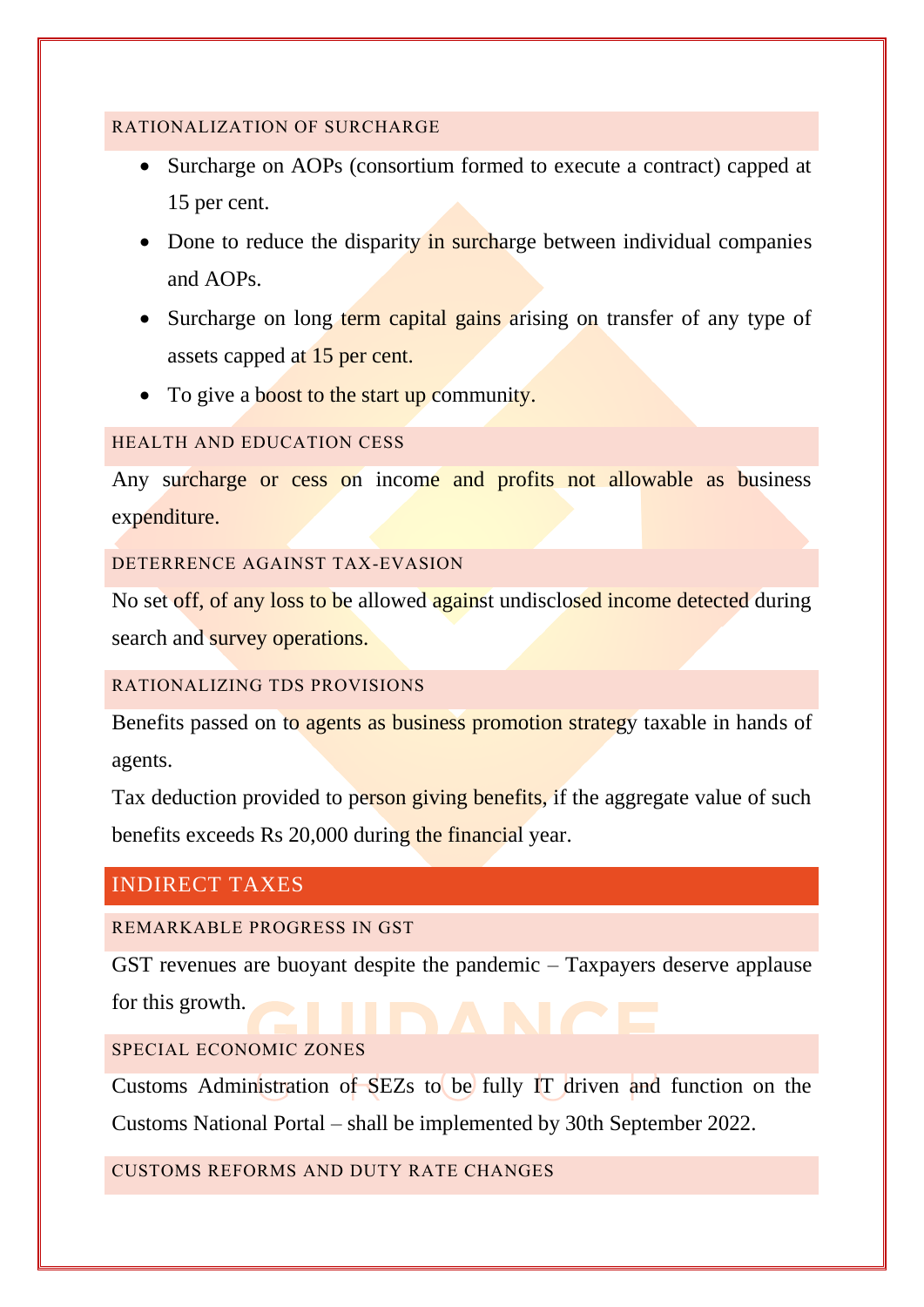### RATIONALIZATION OF SURCHARGE

- Surcharge on AOPs (consortium formed to execute a contract) capped at 15 per cent.
- Done to reduce the disparity in surcharge between individual companies and AOPs.
- Surcharge on long term capital gains arising on transfer of any type of assets capped at 15 per cent.
- To give a boost to the start up community.

### HEALTH AND EDUCATION CESS

Any surcharge or cess on income and profits not allowable as business expenditure.

### DETERRENCE AGAINST TAX-EVASION

No set off, of any loss to be allowed against undisclosed income detected during search and survey operations.

### RATIONALIZING TDS PROVISIONS

Benefits passed on to agents as business promotion strategy taxable in hands of agents.

Tax deduction provided to person giving benefits, if the aggregate value of such benefits exceeds Rs 20,000 during the financial year.

## INDIRECT TAXES

### REMARKABLE PROGRESS IN GST

GST revenues are buoyant despite the pandemic – Taxpayers deserve applause for this growth.

### SPECIAL ECONOMIC ZONES

Customs Administration of SEZs to be fully IT driven and function on the Customs National Portal – shall be implemented by 30th September 2022.

### CUSTOMS REFORMS AND DUTY RATE CHANGES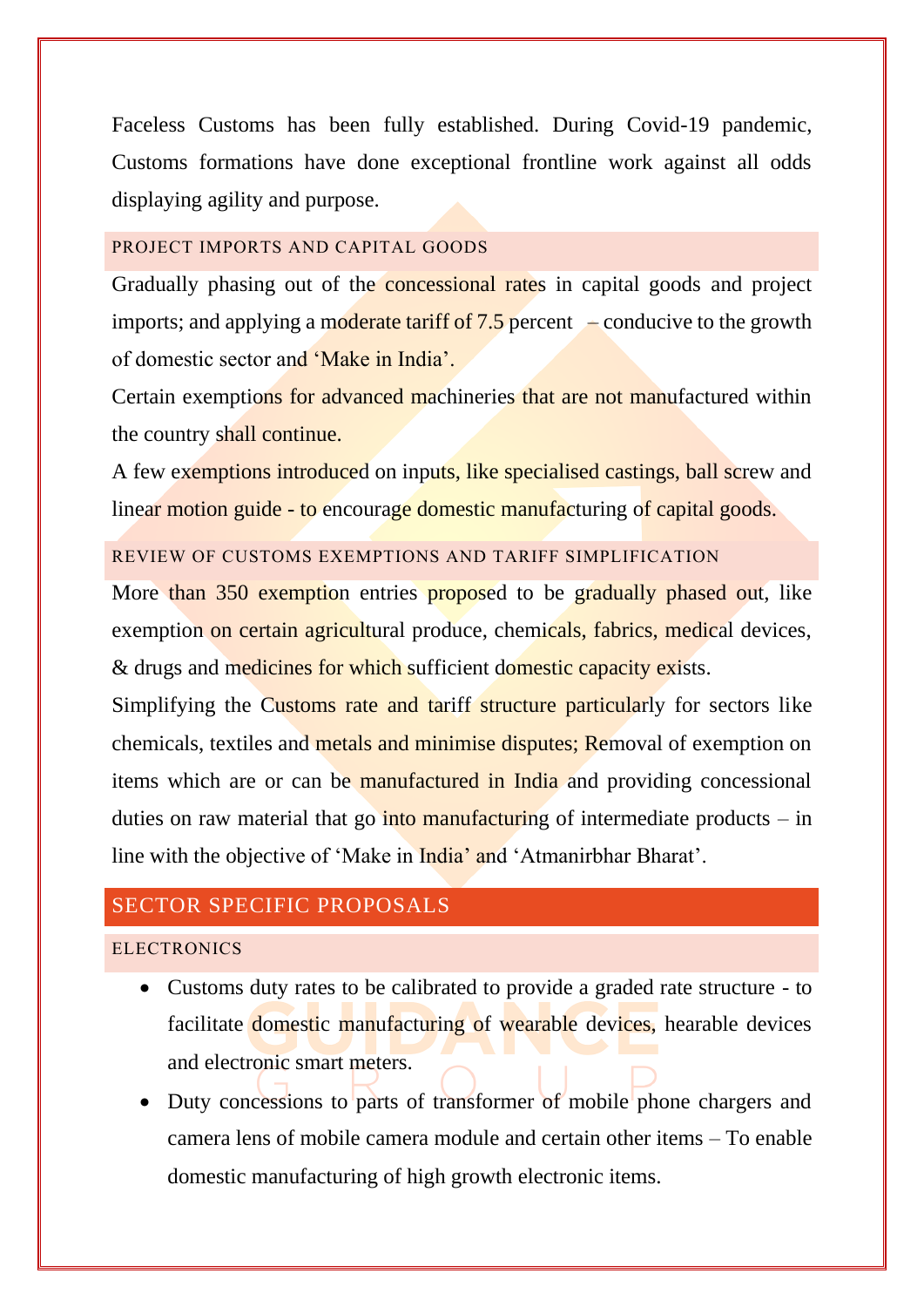Faceless Customs has been fully established. During Covid-19 pandemic, Customs formations have done exceptional frontline work against all odds displaying agility and purpose.

### PROJECT IMPORTS AND CAPITAL GOODS

Gradually phasing out of the concessional rates in capital goods and project imports; and applying a moderate tariff of 7.5 percent – conducive to the growth of domestic sector and 'Make in India'.

Certain exemptions for advanced machineries that are not manufactured within the country shall continue.

A few exemptions introduced on inputs, like specialised castings, ball screw and linear motion guide - to encourage domestic manufacturing of capital goods.

### REVIEW OF CUSTOMS EXEMPTIONS AND TARIFF SIMPLIFICATION

More than 350 exemption entries proposed to be gradually phased out, like exemption on certain agricultural produce, chemicals, fabrics, medical devices, & drugs and medicines for which sufficient domestic capacity exists.

Simplifying the Customs rate and tariff structure particularly for sectors like chemicals, textiles and metals and minimise disputes; Removal of exemption on items which are or can be manufactured in India and providing concessional duties on raw material that go into manufacturing of intermediate products – in line with the objective of 'Make in India' and 'Atmanirbhar Bharat'.

## SECTOR SPECIFIC PROPOSALS

### ELECTRONICS

- Customs duty rates to be calibrated to provide a graded rate structure - to facilitate domestic manufacturing of wearable devices, hearable devices and electronic smart meters.
- Duty concessions to parts of transformer of mobile phone chargers and camera lens of mobile camera module and certain other items – To enable domestic manufacturing of high growth electronic items.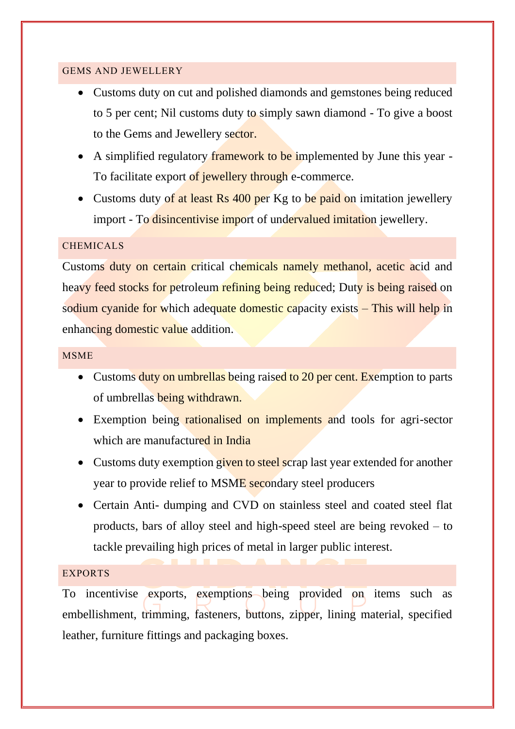## GEMS AND JEWELLERY

- Customs duty on cut and polished diamonds and gemstones being reduced to 5 per cent; Nil customs duty to simply sawn diamond - To give a boost to the Gems and Jewellery sector.
- A simplified regulatory framework to be implemented by June this year - To facilitate export of jewellery through e-commerce.
- Customs duty of at least Rs 400 per Kg to be paid on imitation jewellery import - To disincentivise import of undervalued imitation jewellery.

## CHEMICALS

Customs duty on certain critical chemicals namely methanol, acetic acid and heavy feed stocks for petroleum refining being reduced; Duty is being raised on sodium cyanide for which adequate domestic capacity exists – This will help in enhancing domestic value addition.

## MSME

- Customs duty on umbrellas being raised to 20 per cent. Exemption to parts of umbrellas being withdrawn.
- Exemption being rationalised on implements and tools for agri-sector which are manufactured in India
- Customs duty exemption given to steel scrap last year extended for another year to provide relief to MSME secondary steel producers
- Certain Anti- dumping and CVD on stainless steel and coated steel flat products, bars of alloy steel and high-speed steel are being revoked – to tackle prevailing high prices of metal in larger public interest.

## EXPORTS

To incentivise exports, exemptions being provided on items such as embellishment, trimming, fasteners, buttons, zipper, lining material, specified leather, furniture fittings and packaging boxes.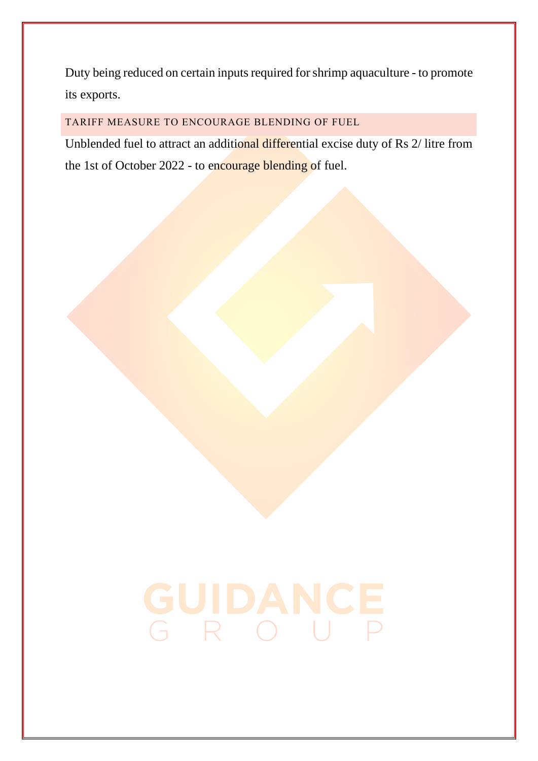Duty being reduced on certain inputs required for shrimp aquaculture - to promote its exports.

### TARIFF MEASURE TO ENCOURAGE BLENDING OF FUEL

Unblended fuel to attract an additional differential excise duty of Rs 2/ litre from the 1st of October 2022 - to encourage blending of fuel.